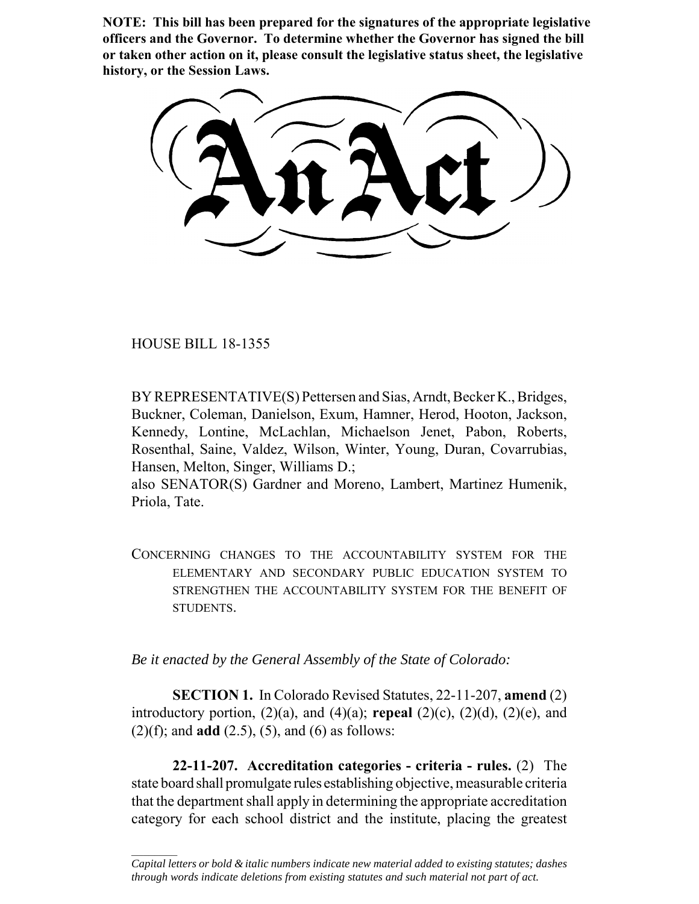**NOTE: This bill has been prepared for the signatures of the appropriate legislative officers and the Governor. To determine whether the Governor has signed the bill or taken other action on it, please consult the legislative status sheet, the legislative history, or the Session Laws.**

# An Act

HOUSE BILL 18-1355

BY REPRESENTATIVE(S) Pettersen and Sias, Arndt, Becker K., Bridges, Buckner, Coleman, Danielson, Exum, Hamner, Herod, Hooton, Jackson, Kennedy, Lontine, McLachlan, Michaelson Jenet, Pabon, Roberts, Rosenthal, Saine, Valdez, Wilson, Winter, Young, Duran, Covarrubias, Hansen, Melton, Singer, Williams D.;
also SENATOR(S) Gardner and Moreno, Lambert, Martinez Humenik, Priola, Tate.

CONCERNING CHANGES TO THE ACCOUNTABILITY SYSTEM FOR THE ELEMENTARY AND SECONDARY PUBLIC EDUCATION SYSTEM TO STRENGTHEN THE ACCOUNTABILITY SYSTEM FOR THE BENEFIT OF STUDENTS.

*Be it enacted by the General Assembly of the State of Colorado:*

**SECTION 1.** In Colorado Revised Statutes, 22-11-207, **amend** (2) introductory portion, (2)(a), and (4)(a); **repeal** (2)(c), (2)(d), (2)(e), and (2)(f); and **add** (2.5), (5), and (6) as follows:

**22-11-207. Accreditation categories - criteria - rules.** (2) The state board shall promulgate rules establishing objective, measurable criteria that the department shall apply in determining the appropriate accreditation category for each school district and the institute, placing the greatest

*Capital letters or bold & italic numbers indicate new material added to existing statutes; dashes through words indicate deletions from existing statutes and such material not part of act.*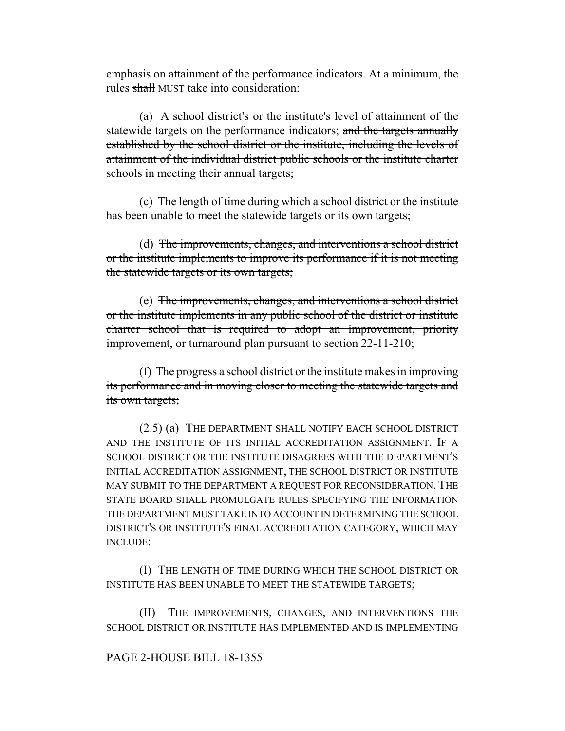emphasis on attainment of the performance indicators. At a minimum, the rules ~~shall~~ MUST take into consideration:

(a) A school district's or the institute's level of attainment of the statewide targets on the performance indicators; ~~and the targets annually established by the school district or the institute, including the levels of attainment of the individual district public schools or the institute charter schools in meeting their annual targets;~~

(c) ~~The length of time during which a school district or the institute has been unable to meet the statewide targets or its own targets;~~

(d) ~~The improvements, changes, and interventions a school district or the institute implements to improve its performance if it is not meeting the statewide targets or its own targets;~~

(e) ~~The improvements, changes, and interventions a school district or the institute implements in any public school of the district or institute charter school that is required to adopt an improvement, priority improvement, or turnaround plan pursuant to section 22-11-210;~~

(f) ~~The progress a school district or the institute makes in improving its performance and in moving closer to meeting the statewide targets and its own targets;~~

(2.5) (a) THE DEPARTMENT SHALL NOTIFY EACH SCHOOL DISTRICT AND THE INSTITUTE OF ITS INITIAL ACCREDITATION ASSIGNMENT. IF A SCHOOL DISTRICT OR THE INSTITUTE DISAGREES WITH THE DEPARTMENT'S INITIAL ACCREDITATION ASSIGNMENT, THE SCHOOL DISTRICT OR INSTITUTE MAY SUBMIT TO THE DEPARTMENT A REQUEST FOR RECONSIDERATION. THE STATE BOARD SHALL PROMULGATE RULES SPECIFYING THE INFORMATION THE DEPARTMENT MUST TAKE INTO ACCOUNT IN DETERMINING THE SCHOOL DISTRICT'S OR INSTITUTE'S FINAL ACCREDITATION CATEGORY, WHICH MAY INCLUDE:

(I) THE LENGTH OF TIME DURING WHICH THE SCHOOL DISTRICT OR INSTITUTE HAS BEEN UNABLE TO MEET THE STATEWIDE TARGETS;

(II) THE IMPROVEMENTS, CHANGES, AND INTERVENTIONS THE SCHOOL DISTRICT OR INSTITUTE HAS IMPLEMENTED AND IS IMPLEMENTING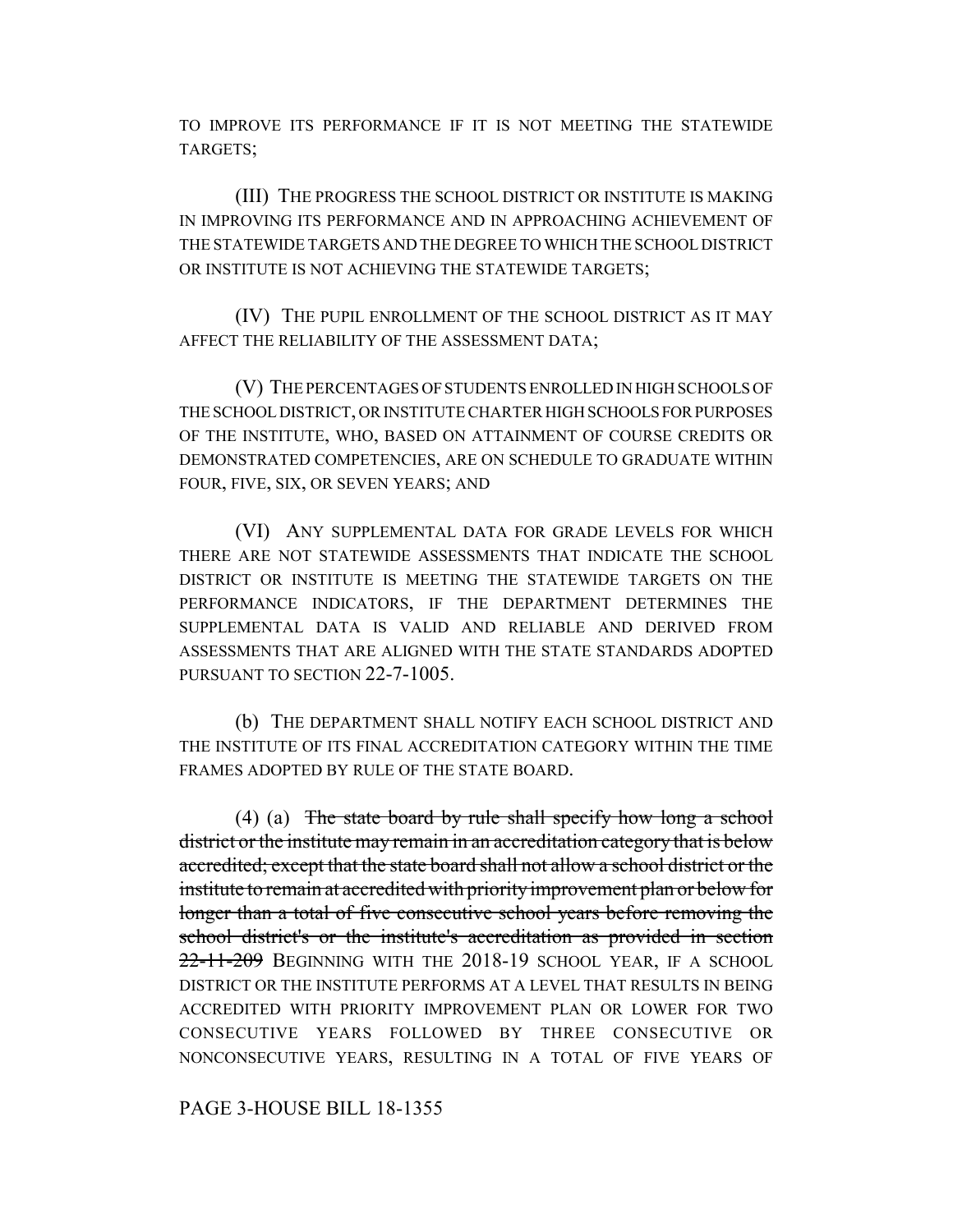TO IMPROVE ITS PERFORMANCE IF IT IS NOT MEETING THE STATEWIDE TARGETS;

(III) THE PROGRESS THE SCHOOL DISTRICT OR INSTITUTE IS MAKING IN IMPROVING ITS PERFORMANCE AND IN APPROACHING ACHIEVEMENT OF THE STATEWIDE TARGETS AND THE DEGREE TO WHICH THE SCHOOL DISTRICT OR INSTITUTE IS NOT ACHIEVING THE STATEWIDE TARGETS;

(IV) THE PUPIL ENROLLMENT OF THE SCHOOL DISTRICT AS IT MAY AFFECT THE RELIABILITY OF THE ASSESSMENT DATA;

(V) THE PERCENTAGES OF STUDENTS ENROLLED IN HIGH SCHOOLS OF THE SCHOOL DISTRICT, OR INSTITUTE CHARTER HIGH SCHOOLS FOR PURPOSES OF THE INSTITUTE, WHO, BASED ON ATTAINMENT OF COURSE CREDITS OR DEMONSTRATED COMPETENCIES, ARE ON SCHEDULE TO GRADUATE WITHIN FOUR, FIVE, SIX, OR SEVEN YEARS; AND

(VI) ANY SUPPLEMENTAL DATA FOR GRADE LEVELS FOR WHICH THERE ARE NOT STATEWIDE ASSESSMENTS THAT INDICATE THE SCHOOL DISTRICT OR INSTITUTE IS MEETING THE STATEWIDE TARGETS ON THE PERFORMANCE INDICATORS, IF THE DEPARTMENT DETERMINES THE SUPPLEMENTAL DATA IS VALID AND RELIABLE AND DERIVED FROM ASSESSMENTS THAT ARE ALIGNED WITH THE STATE STANDARDS ADOPTED PURSUANT TO SECTION 22-7-1005.

(b) THE DEPARTMENT SHALL NOTIFY EACH SCHOOL DISTRICT AND THE INSTITUTE OF ITS FINAL ACCREDITATION CATEGORY WITHIN THE TIME FRAMES ADOPTED BY RULE OF THE STATE BOARD.

(4) (a) ~~The state board by rule shall specify how long a school district or the institute may remain in an accreditation category that is below accredited; except that the state board shall not allow a school district or the institute to remain at accredited with priority improvement plan or below for longer than a total of five consecutive school years before removing the school district's or the institute's accreditation as provided in section 22-11-209~~ BEGINNING WITH THE 2018-19 SCHOOL YEAR, IF A SCHOOL DISTRICT OR THE INSTITUTE PERFORMS AT A LEVEL THAT RESULTS IN BEING ACCREDITED WITH PRIORITY IMPROVEMENT PLAN OR LOWER FOR TWO CONSECUTIVE YEARS FOLLOWED BY THREE CONSECUTIVE OR NONCONSECUTIVE YEARS, RESULTING IN A TOTAL OF FIVE YEARS OF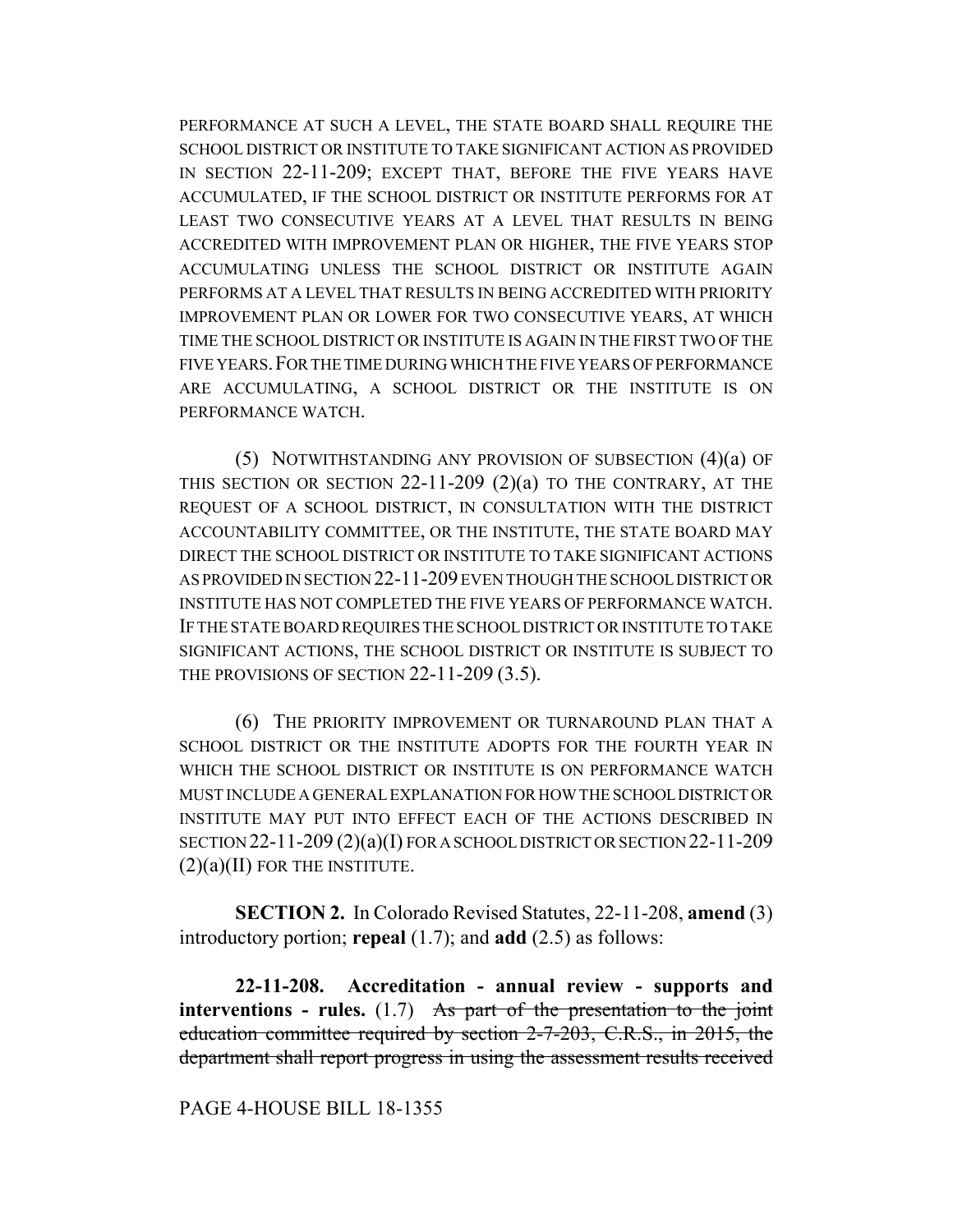PERFORMANCE AT SUCH A LEVEL, THE STATE BOARD SHALL REQUIRE THE SCHOOL DISTRICT OR INSTITUTE TO TAKE SIGNIFICANT ACTION AS PROVIDED IN SECTION 22-11-209; EXCEPT THAT, BEFORE THE FIVE YEARS HAVE ACCUMULATED, IF THE SCHOOL DISTRICT OR INSTITUTE PERFORMS FOR AT LEAST TWO CONSECUTIVE YEARS AT A LEVEL THAT RESULTS IN BEING ACCREDITED WITH IMPROVEMENT PLAN OR HIGHER, THE FIVE YEARS STOP ACCUMULATING UNLESS THE SCHOOL DISTRICT OR INSTITUTE AGAIN PERFORMS AT A LEVEL THAT RESULTS IN BEING ACCREDITED WITH PRIORITY IMPROVEMENT PLAN OR LOWER FOR TWO CONSECUTIVE YEARS, AT WHICH TIME THE SCHOOL DISTRICT OR INSTITUTE IS AGAIN IN THE FIRST TWO OF THE FIVE YEARS. FOR THE TIME DURING WHICH THE FIVE YEARS OF PERFORMANCE ARE ACCUMULATING, A SCHOOL DISTRICT OR THE INSTITUTE IS ON PERFORMANCE WATCH.

(5) NOTWITHSTANDING ANY PROVISION OF SUBSECTION (4)(a) OF THIS SECTION OR SECTION 22-11-209 (2)(a) TO THE CONTRARY, AT THE REQUEST OF A SCHOOL DISTRICT, IN CONSULTATION WITH THE DISTRICT ACCOUNTABILITY COMMITTEE, OR THE INSTITUTE, THE STATE BOARD MAY DIRECT THE SCHOOL DISTRICT OR INSTITUTE TO TAKE SIGNIFICANT ACTIONS AS PROVIDED IN SECTION 22-11-209 EVEN THOUGH THE SCHOOL DISTRICT OR INSTITUTE HAS NOT COMPLETED THE FIVE YEARS OF PERFORMANCE WATCH. IF THE STATE BOARD REQUIRES THE SCHOOL DISTRICT OR INSTITUTE TO TAKE SIGNIFICANT ACTIONS, THE SCHOOL DISTRICT OR INSTITUTE IS SUBJECT TO THE PROVISIONS OF SECTION 22-11-209 (3.5).

(6) THE PRIORITY IMPROVEMENT OR TURNAROUND PLAN THAT A SCHOOL DISTRICT OR THE INSTITUTE ADOPTS FOR THE FOURTH YEAR IN WHICH THE SCHOOL DISTRICT OR INSTITUTE IS ON PERFORMANCE WATCH MUST INCLUDE A GENERAL EXPLANATION FOR HOW THE SCHOOL DISTRICT OR INSTITUTE MAY PUT INTO EFFECT EACH OF THE ACTIONS DESCRIBED IN SECTION 22-11-209 (2)(a)(I) FOR A SCHOOL DISTRICT OR SECTION 22-11-209 (2)(a)(II) FOR THE INSTITUTE.

**SECTION 2.** In Colorado Revised Statutes, 22-11-208, **amend** (3) introductory portion; **repeal** (1.7); and **add** (2.5) as follows:

**22-11-208. Accreditation - annual review - supports and interventions - rules.** (1.7) ~~As part of the presentation to the joint education committee required by section 2-7-203, C.R.S., in 2015, the department shall report progress in using the assessment results received~~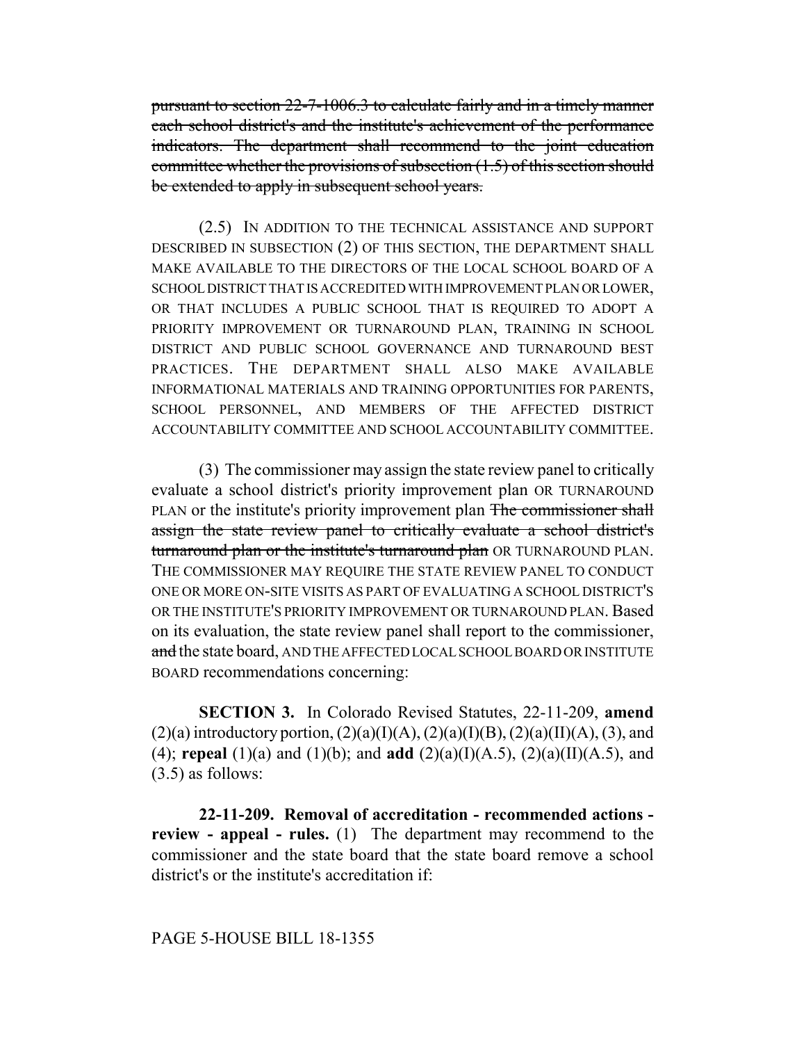~~pursuant to section 22-7-1006.3 to calculate fairly and in a timely manner each school district's and the institute's achievement of the performance indicators. The department shall recommend to the joint education committee whether the provisions of subsection (1.5) of this section should be extended to apply in subsequent school years.~~

(2.5) IN ADDITION TO THE TECHNICAL ASSISTANCE AND SUPPORT DESCRIBED IN SUBSECTION (2) OF THIS SECTION, THE DEPARTMENT SHALL MAKE AVAILABLE TO THE DIRECTORS OF THE LOCAL SCHOOL BOARD OF A SCHOOL DISTRICT THAT IS ACCREDITED WITH IMPROVEMENT PLAN OR LOWER, OR THAT INCLUDES A PUBLIC SCHOOL THAT IS REQUIRED TO ADOPT A PRIORITY IMPROVEMENT OR TURNAROUND PLAN, TRAINING IN SCHOOL DISTRICT AND PUBLIC SCHOOL GOVERNANCE AND TURNAROUND BEST PRACTICES. THE DEPARTMENT SHALL ALSO MAKE AVAILABLE INFORMATIONAL MATERIALS AND TRAINING OPPORTUNITIES FOR PARENTS, SCHOOL PERSONNEL, AND MEMBERS OF THE AFFECTED DISTRICT ACCOUNTABILITY COMMITTEE AND SCHOOL ACCOUNTABILITY COMMITTEE.

(3) The commissioner may assign the state review panel to critically evaluate a school district's priority improvement plan OR TURNAROUND PLAN or the institute's priority improvement plan ~~The commissioner shall assign the state review panel to critically evaluate a school district's turnaround plan or the institute's turnaround plan~~ OR TURNAROUND PLAN. THE COMMISSIONER MAY REQUIRE THE STATE REVIEW PANEL TO CONDUCT ONE OR MORE ON-SITE VISITS AS PART OF EVALUATING A SCHOOL DISTRICT'S OR THE INSTITUTE'S PRIORITY IMPROVEMENT OR TURNAROUND PLAN. Based on its evaluation, the state review panel shall report to the commissioner, ~~and~~ the state board, AND THE AFFECTED LOCAL SCHOOL BOARD OR INSTITUTE BOARD recommendations concerning:

**SECTION 3.** In Colorado Revised Statutes, 22-11-209, **amend** (2)(a) introductory portion, (2)(a)(I)(A), (2)(a)(I)(B), (2)(a)(II)(A), (3), and (4); **repeal** (1)(a) and (1)(b); and **add** (2)(a)(I)(A.5), (2)(a)(II)(A.5), and (3.5) as follows:

**22-11-209. Removal of accreditation - recommended actions - review - appeal - rules.** (1) The department may recommend to the commissioner and the state board that the state board remove a school district's or the institute's accreditation if:

PAGE 5-HOUSE BILL 18-1355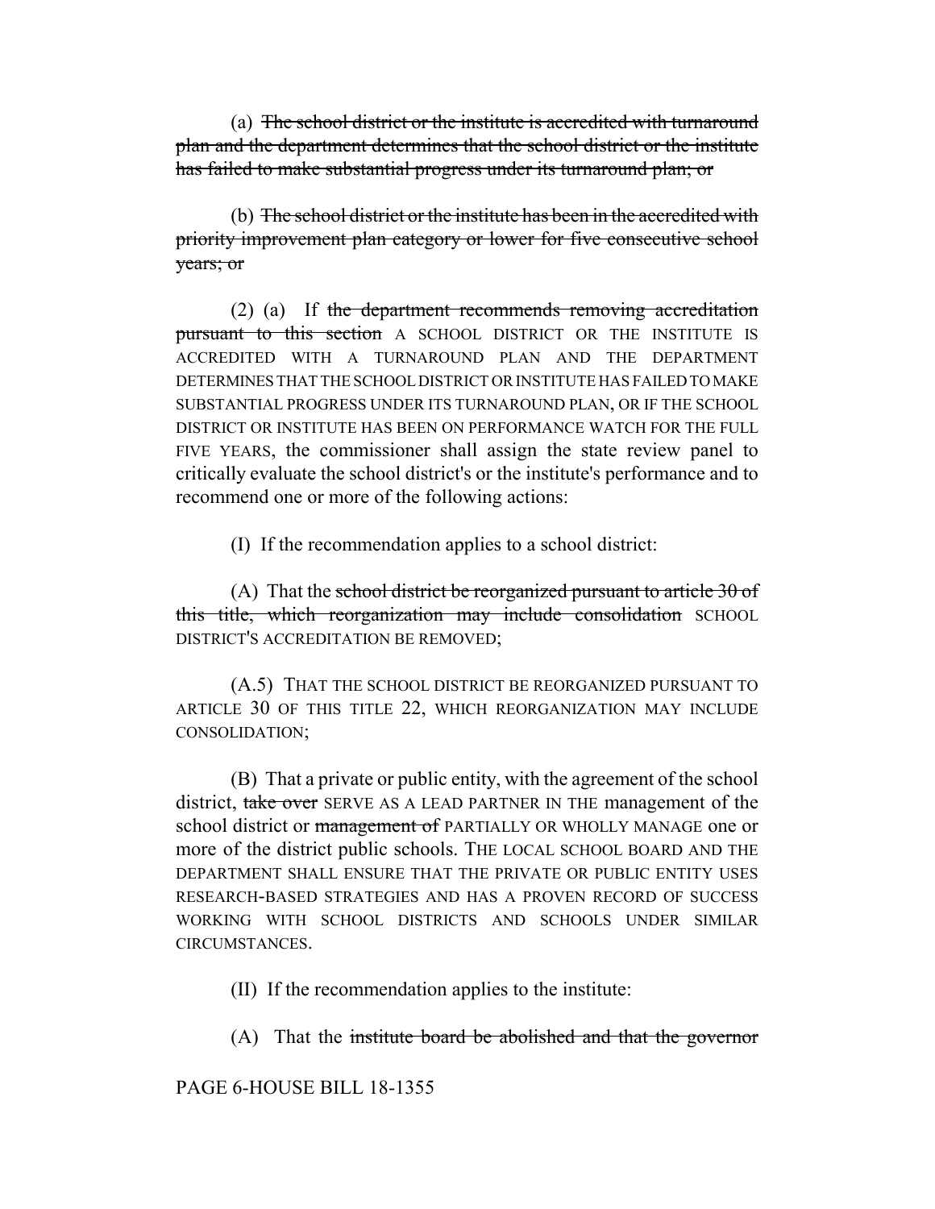(a) ~~The school district or the institute is accredited with turnaround plan and the department determines that the school district or the institute has failed to make substantial progress under its turnaround plan; or~~

(b) ~~The school district or the institute has been in the accredited with priority improvement plan category or lower for five consecutive school years; or~~

(2) (a) If ~~the department recommends removing accreditation pursuant to this section~~ A SCHOOL DISTRICT OR THE INSTITUTE IS ACCREDITED WITH A TURNAROUND PLAN AND THE DEPARTMENT DETERMINES THAT THE SCHOOL DISTRICT OR INSTITUTE HAS FAILED TO MAKE SUBSTANTIAL PROGRESS UNDER ITS TURNAROUND PLAN, OR IF THE SCHOOL DISTRICT OR INSTITUTE HAS BEEN ON PERFORMANCE WATCH FOR THE FULL FIVE YEARS, the commissioner shall assign the state review panel to critically evaluate the school district's or the institute's performance and to recommend one or more of the following actions:

(I) If the recommendation applies to a school district:

(A) That the ~~school district be reorganized pursuant to article 30 of this title, which reorganization may include consolidation~~ SCHOOL DISTRICT'S ACCREDITATION BE REMOVED;

(A.5) THAT THE SCHOOL DISTRICT BE REORGANIZED PURSUANT TO ARTICLE 30 OF THIS TITLE 22, WHICH REORGANIZATION MAY INCLUDE CONSOLIDATION;

(B) That a private or public entity, with the agreement of the school district, ~~take over~~ SERVE AS A LEAD PARTNER IN THE management of the school district or ~~management of~~ PARTIALLY OR WHOLLY MANAGE one or more of the district public schools. THE LOCAL SCHOOL BOARD AND THE DEPARTMENT SHALL ENSURE THAT THE PRIVATE OR PUBLIC ENTITY USES RESEARCH-BASED STRATEGIES AND HAS A PROVEN RECORD OF SUCCESS WORKING WITH SCHOOL DISTRICTS AND SCHOOLS UNDER SIMILAR CIRCUMSTANCES.

(II) If the recommendation applies to the institute:

(A) That the ~~institute board be abolished and that the governor~~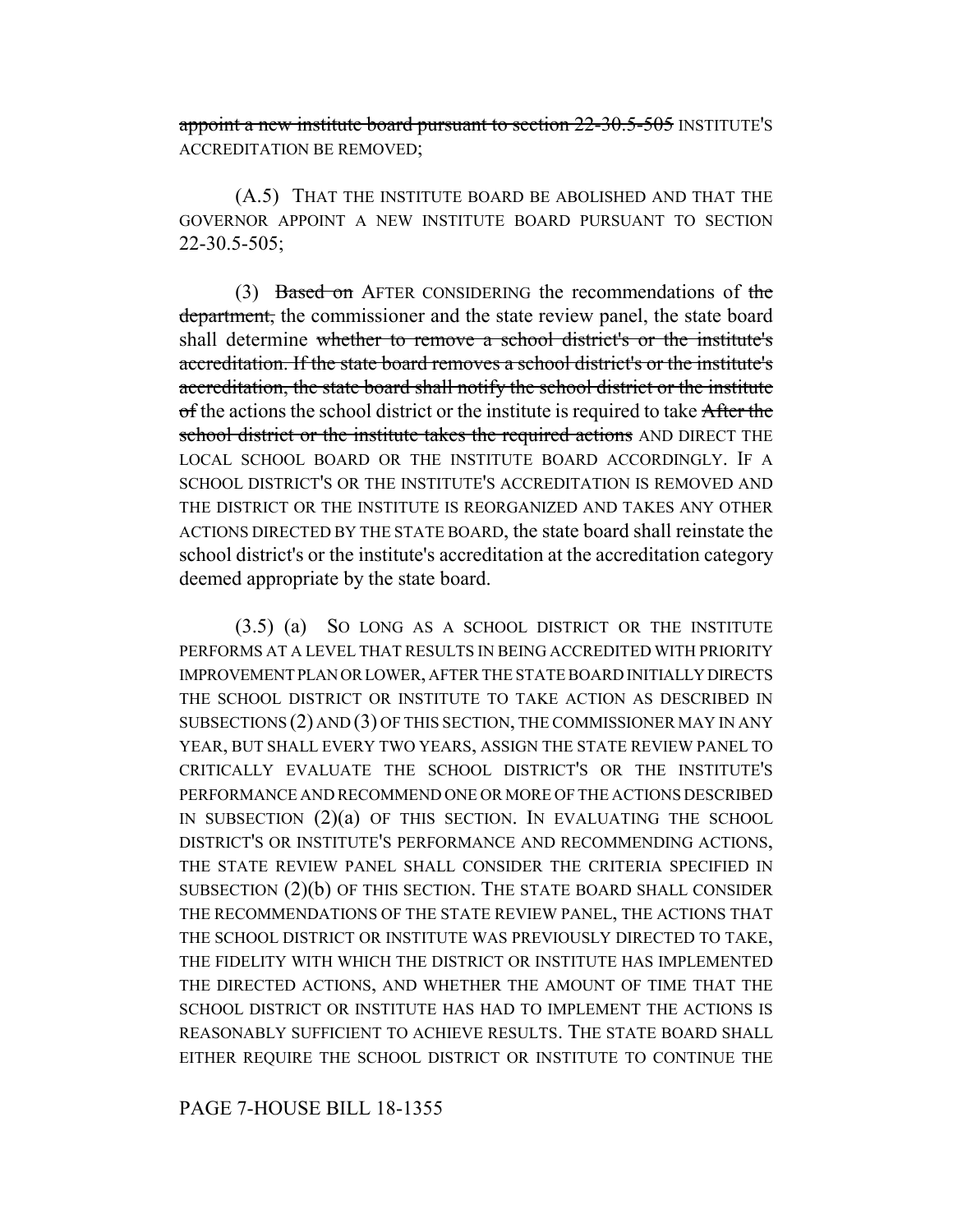~~appoint a new institute board pursuant to section 22-30.5-505~~ INSTITUTE'S ACCREDITATION BE REMOVED;

(A.5) THAT THE INSTITUTE BOARD BE ABOLISHED AND THAT THE GOVERNOR APPOINT A NEW INSTITUTE BOARD PURSUANT TO SECTION 22-30.5-505;

(3) ~~Based on~~ AFTER CONSIDERING the recommendations of ~~the department,~~ the commissioner and the state review panel, the state board shall determine ~~whether to remove a school district's or the institute's accreditation. If the state board removes a school district's or the institute's accreditation, the state board shall notify the school district or the institute of~~ the actions the school district or the institute is required to take ~~After the school district or the institute takes the required actions~~ AND DIRECT THE LOCAL SCHOOL BOARD OR THE INSTITUTE BOARD ACCORDINGLY. IF A SCHOOL DISTRICT'S OR THE INSTITUTE'S ACCREDITATION IS REMOVED AND THE DISTRICT OR THE INSTITUTE IS REORGANIZED AND TAKES ANY OTHER ACTIONS DIRECTED BY THE STATE BOARD, the state board shall reinstate the school district's or the institute's accreditation at the accreditation category deemed appropriate by the state board.

(3.5) (a) SO LONG AS A SCHOOL DISTRICT OR THE INSTITUTE PERFORMS AT A LEVEL THAT RESULTS IN BEING ACCREDITED WITH PRIORITY IMPROVEMENT PLAN OR LOWER, AFTER THE STATE BOARD INITIALLY DIRECTS THE SCHOOL DISTRICT OR INSTITUTE TO TAKE ACTION AS DESCRIBED IN SUBSECTIONS (2) AND (3) OF THIS SECTION, THE COMMISSIONER MAY IN ANY YEAR, BUT SHALL EVERY TWO YEARS, ASSIGN THE STATE REVIEW PANEL TO CRITICALLY EVALUATE THE SCHOOL DISTRICT'S OR THE INSTITUTE'S PERFORMANCE AND RECOMMEND ONE OR MORE OF THE ACTIONS DESCRIBED IN SUBSECTION (2)(a) OF THIS SECTION. IN EVALUATING THE SCHOOL DISTRICT'S OR INSTITUTE'S PERFORMANCE AND RECOMMENDING ACTIONS, THE STATE REVIEW PANEL SHALL CONSIDER THE CRITERIA SPECIFIED IN SUBSECTION (2)(b) OF THIS SECTION. THE STATE BOARD SHALL CONSIDER THE RECOMMENDATIONS OF THE STATE REVIEW PANEL, THE ACTIONS THAT THE SCHOOL DISTRICT OR INSTITUTE WAS PREVIOUSLY DIRECTED TO TAKE, THE FIDELITY WITH WHICH THE DISTRICT OR INSTITUTE HAS IMPLEMENTED THE DIRECTED ACTIONS, AND WHETHER THE AMOUNT OF TIME THAT THE SCHOOL DISTRICT OR INSTITUTE HAS HAD TO IMPLEMENT THE ACTIONS IS REASONABLY SUFFICIENT TO ACHIEVE RESULTS. THE STATE BOARD SHALL EITHER REQUIRE THE SCHOOL DISTRICT OR INSTITUTE TO CONTINUE THE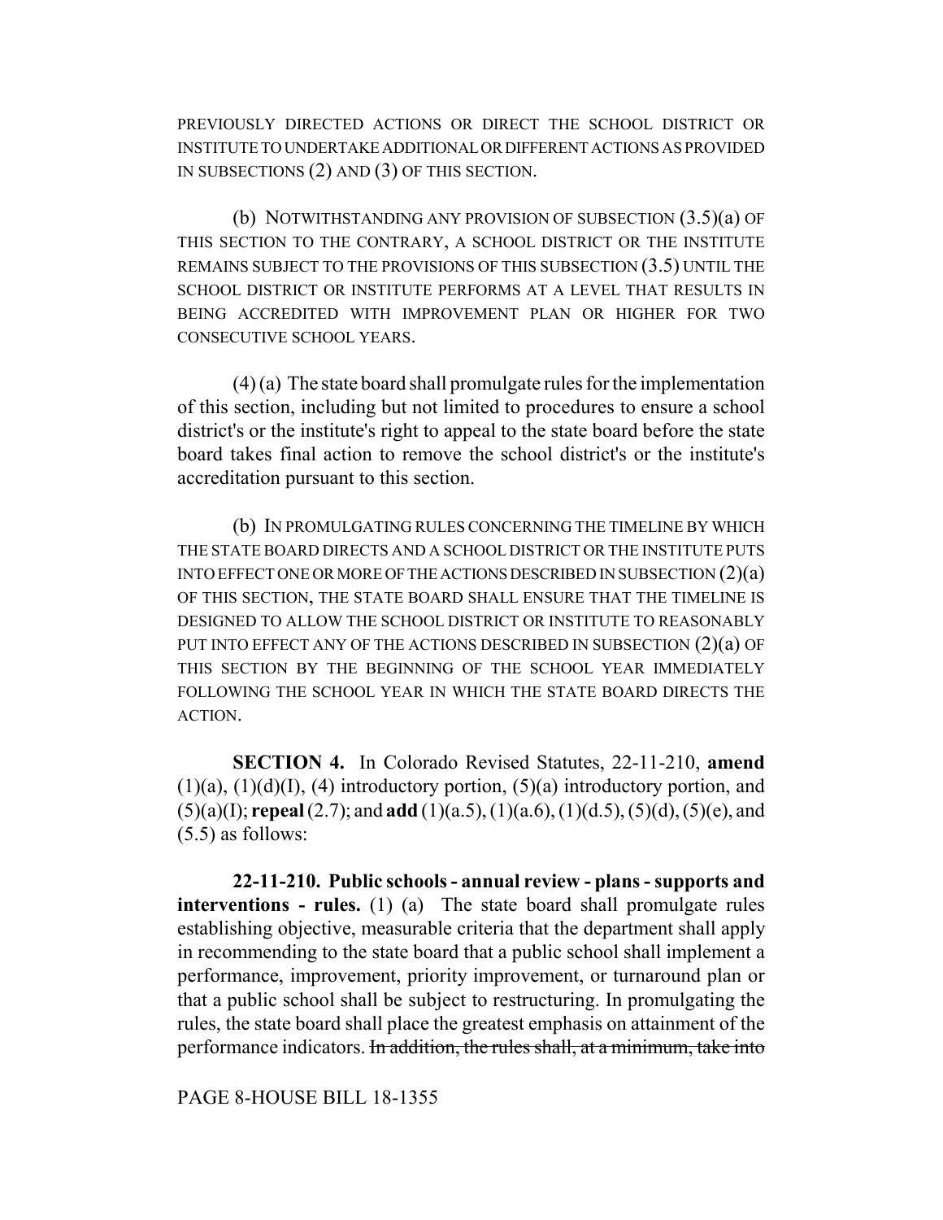PREVIOUSLY DIRECTED ACTIONS OR DIRECT THE SCHOOL DISTRICT OR INSTITUTE TO UNDERTAKE ADDITIONAL OR DIFFERENT ACTIONS AS PROVIDED IN SUBSECTIONS (2) AND (3) OF THIS SECTION.

(b) NOTWITHSTANDING ANY PROVISION OF SUBSECTION (3.5)(a) OF THIS SECTION TO THE CONTRARY, A SCHOOL DISTRICT OR THE INSTITUTE REMAINS SUBJECT TO THE PROVISIONS OF THIS SUBSECTION (3.5) UNTIL THE SCHOOL DISTRICT OR INSTITUTE PERFORMS AT A LEVEL THAT RESULTS IN BEING ACCREDITED WITH IMPROVEMENT PLAN OR HIGHER FOR TWO CONSECUTIVE SCHOOL YEARS.

(4) (a) The state board shall promulgate rules for the implementation of this section, including but not limited to procedures to ensure a school district's or the institute's right to appeal to the state board before the state board takes final action to remove the school district's or the institute's accreditation pursuant to this section.

(b) IN PROMULGATING RULES CONCERNING THE TIMELINE BY WHICH THE STATE BOARD DIRECTS AND A SCHOOL DISTRICT OR THE INSTITUTE PUTS INTO EFFECT ONE OR MORE OF THE ACTIONS DESCRIBED IN SUBSECTION (2)(a) OF THIS SECTION, THE STATE BOARD SHALL ENSURE THAT THE TIMELINE IS DESIGNED TO ALLOW THE SCHOOL DISTRICT OR INSTITUTE TO REASONABLY PUT INTO EFFECT ANY OF THE ACTIONS DESCRIBED IN SUBSECTION (2)(a) OF THIS SECTION BY THE BEGINNING OF THE SCHOOL YEAR IMMEDIATELY FOLLOWING THE SCHOOL YEAR IN WHICH THE STATE BOARD DIRECTS THE ACTION.

**SECTION 4.** In Colorado Revised Statutes, 22-11-210, **amend** (1)(a), (1)(d)(I), (4) introductory portion, (5)(a) introductory portion, and (5)(a)(I); **repeal** (2.7); and **add** (1)(a.5), (1)(a.6), (1)(d.5), (5)(d), (5)(e), and (5.5) as follows:

**22-11-210. Public schools - annual review - plans - supports and interventions - rules.** (1) (a) The state board shall promulgate rules establishing objective, measurable criteria that the department shall apply in recommending to the state board that a public school shall implement a performance, improvement, priority improvement, or turnaround plan or that a public school shall be subject to restructuring. In promulgating the rules, the state board shall place the greatest emphasis on attainment of the performance indicators. ~~In addition, the rules shall, at a minimum, take into~~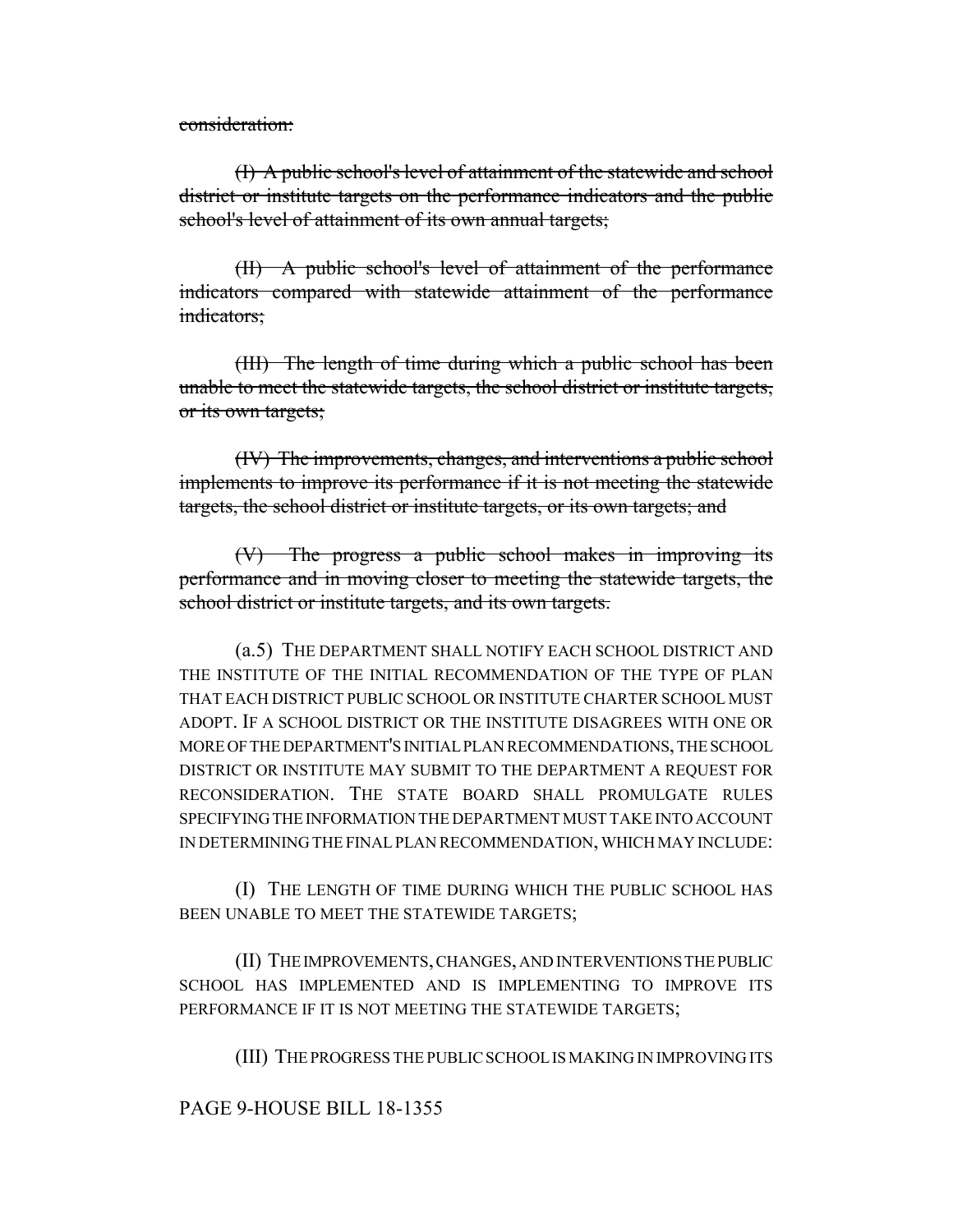~~consideration:~~

~~(I) A public school's level of attainment of the statewide and school district or institute targets on the performance indicators and the public school's level of attainment of its own annual targets;~~

~~(II) A public school's level of attainment of the performance indicators compared with statewide attainment of the performance indicators;~~

~~(III) The length of time during which a public school has been unable to meet the statewide targets, the school district or institute targets, or its own targets;~~

~~(IV) The improvements, changes, and interventions a public school implements to improve its performance if it is not meeting the statewide targets, the school district or institute targets, or its own targets; and~~

~~(V) The progress a public school makes in improving its performance and in moving closer to meeting the statewide targets, the school district or institute targets, and its own targets.~~

(a.5) THE DEPARTMENT SHALL NOTIFY EACH SCHOOL DISTRICT AND THE INSTITUTE OF THE INITIAL RECOMMENDATION OF THE TYPE OF PLAN THAT EACH DISTRICT PUBLIC SCHOOL OR INSTITUTE CHARTER SCHOOL MUST ADOPT. IF A SCHOOL DISTRICT OR THE INSTITUTE DISAGREES WITH ONE OR MORE OF THE DEPARTMENT'S INITIAL PLAN RECOMMENDATIONS, THE SCHOOL DISTRICT OR INSTITUTE MAY SUBMIT TO THE DEPARTMENT A REQUEST FOR RECONSIDERATION. THE STATE BOARD SHALL PROMULGATE RULES SPECIFYING THE INFORMATION THE DEPARTMENT MUST TAKE INTO ACCOUNT IN DETERMINING THE FINAL PLAN RECOMMENDATION, WHICH MAY INCLUDE:

(I) THE LENGTH OF TIME DURING WHICH THE PUBLIC SCHOOL HAS BEEN UNABLE TO MEET THE STATEWIDE TARGETS;

(II) THE IMPROVEMENTS, CHANGES, AND INTERVENTIONS THE PUBLIC SCHOOL HAS IMPLEMENTED AND IS IMPLEMENTING TO IMPROVE ITS PERFORMANCE IF IT IS NOT MEETING THE STATEWIDE TARGETS;

(III) THE PROGRESS THE PUBLIC SCHOOL IS MAKING IN IMPROVING ITS

PAGE 9-HOUSE BILL 18-1355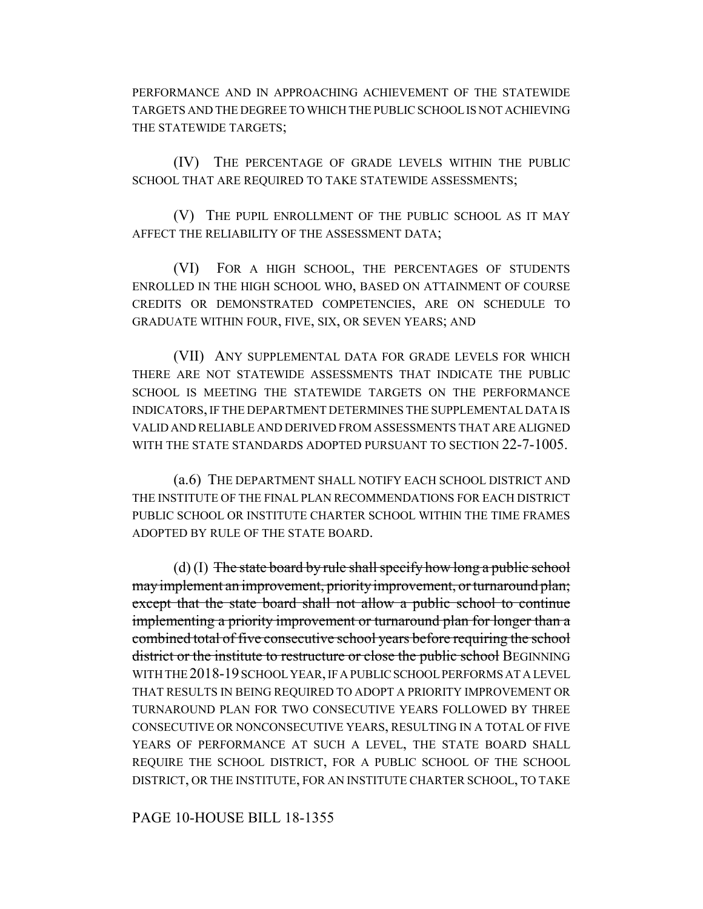PERFORMANCE AND IN APPROACHING ACHIEVEMENT OF THE STATEWIDE TARGETS AND THE DEGREE TO WHICH THE PUBLIC SCHOOL IS NOT ACHIEVING THE STATEWIDE TARGETS;

(IV) THE PERCENTAGE OF GRADE LEVELS WITHIN THE PUBLIC SCHOOL THAT ARE REQUIRED TO TAKE STATEWIDE ASSESSMENTS;

(V) THE PUPIL ENROLLMENT OF THE PUBLIC SCHOOL AS IT MAY AFFECT THE RELIABILITY OF THE ASSESSMENT DATA;

(VI) FOR A HIGH SCHOOL, THE PERCENTAGES OF STUDENTS ENROLLED IN THE HIGH SCHOOL WHO, BASED ON ATTAINMENT OF COURSE CREDITS OR DEMONSTRATED COMPETENCIES, ARE ON SCHEDULE TO GRADUATE WITHIN FOUR, FIVE, SIX, OR SEVEN YEARS; AND

(VII) ANY SUPPLEMENTAL DATA FOR GRADE LEVELS FOR WHICH THERE ARE NOT STATEWIDE ASSESSMENTS THAT INDICATE THE PUBLIC SCHOOL IS MEETING THE STATEWIDE TARGETS ON THE PERFORMANCE INDICATORS, IF THE DEPARTMENT DETERMINES THE SUPPLEMENTAL DATA IS VALID AND RELIABLE AND DERIVED FROM ASSESSMENTS THAT ARE ALIGNED WITH THE STATE STANDARDS ADOPTED PURSUANT TO SECTION 22-7-1005.

(a.6) THE DEPARTMENT SHALL NOTIFY EACH SCHOOL DISTRICT AND THE INSTITUTE OF THE FINAL PLAN RECOMMENDATIONS FOR EACH DISTRICT PUBLIC SCHOOL OR INSTITUTE CHARTER SCHOOL WITHIN THE TIME FRAMES ADOPTED BY RULE OF THE STATE BOARD.

(d) (I) ~~The state board by rule shall specify how long a public school may implement an improvement, priority improvement, or turnaround plan; except that the state board shall not allow a public school to continue implementing a priority improvement or turnaround plan for longer than a combined total of five consecutive school years before requiring the school district or the institute to restructure or close the public school~~ BEGINNING WITH THE 2018-19 SCHOOL YEAR, IF A PUBLIC SCHOOL PERFORMS AT A LEVEL THAT RESULTS IN BEING REQUIRED TO ADOPT A PRIORITY IMPROVEMENT OR TURNAROUND PLAN FOR TWO CONSECUTIVE YEARS FOLLOWED BY THREE CONSECUTIVE OR NONCONSECUTIVE YEARS, RESULTING IN A TOTAL OF FIVE YEARS OF PERFORMANCE AT SUCH A LEVEL, THE STATE BOARD SHALL REQUIRE THE SCHOOL DISTRICT, FOR A PUBLIC SCHOOL OF THE SCHOOL DISTRICT, OR THE INSTITUTE, FOR AN INSTITUTE CHARTER SCHOOL, TO TAKE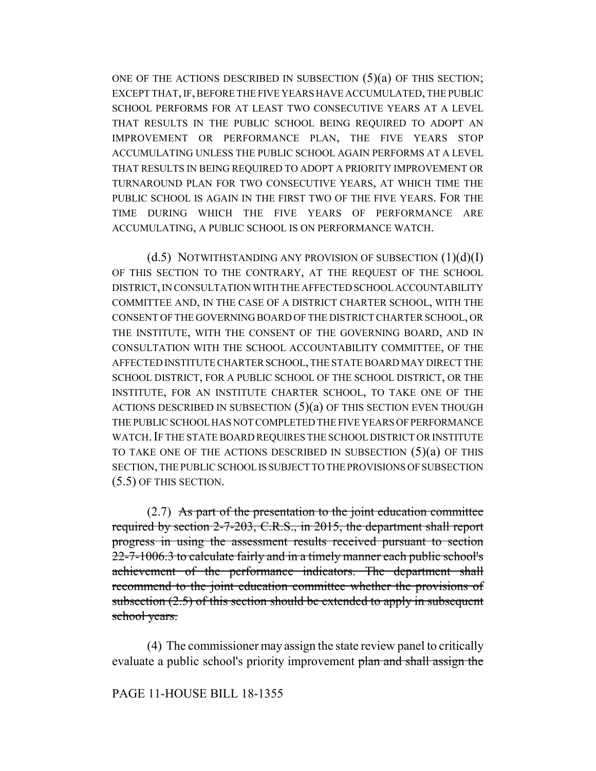ONE OF THE ACTIONS DESCRIBED IN SUBSECTION (5)(a) OF THIS SECTION; EXCEPT THAT, IF, BEFORE THE FIVE YEARS HAVE ACCUMULATED, THE PUBLIC SCHOOL PERFORMS FOR AT LEAST TWO CONSECUTIVE YEARS AT A LEVEL THAT RESULTS IN THE PUBLIC SCHOOL BEING REQUIRED TO ADOPT AN IMPROVEMENT OR PERFORMANCE PLAN, THE FIVE YEARS STOP ACCUMULATING UNLESS THE PUBLIC SCHOOL AGAIN PERFORMS AT A LEVEL THAT RESULTS IN BEING REQUIRED TO ADOPT A PRIORITY IMPROVEMENT OR TURNAROUND PLAN FOR TWO CONSECUTIVE YEARS, AT WHICH TIME THE PUBLIC SCHOOL IS AGAIN IN THE FIRST TWO OF THE FIVE YEARS. FOR THE TIME DURING WHICH THE FIVE YEARS OF PERFORMANCE ARE ACCUMULATING, A PUBLIC SCHOOL IS ON PERFORMANCE WATCH.

(d.5) NOTWITHSTANDING ANY PROVISION OF SUBSECTION (1)(d)(I) OF THIS SECTION TO THE CONTRARY, AT THE REQUEST OF THE SCHOOL DISTRICT, IN CONSULTATION WITH THE AFFECTED SCHOOL ACCOUNTABILITY COMMITTEE AND, IN THE CASE OF A DISTRICT CHARTER SCHOOL, WITH THE CONSENT OF THE GOVERNING BOARD OF THE DISTRICT CHARTER SCHOOL, OR THE INSTITUTE, WITH THE CONSENT OF THE GOVERNING BOARD, AND IN CONSULTATION WITH THE SCHOOL ACCOUNTABILITY COMMITTEE, OF THE AFFECTED INSTITUTE CHARTER SCHOOL, THE STATE BOARD MAY DIRECT THE SCHOOL DISTRICT, FOR A PUBLIC SCHOOL OF THE SCHOOL DISTRICT, OR THE INSTITUTE, FOR AN INSTITUTE CHARTER SCHOOL, TO TAKE ONE OF THE ACTIONS DESCRIBED IN SUBSECTION (5)(a) OF THIS SECTION EVEN THOUGH THE PUBLIC SCHOOL HAS NOT COMPLETED THE FIVE YEARS OF PERFORMANCE WATCH. IF THE STATE BOARD REQUIRES THE SCHOOL DISTRICT OR INSTITUTE TO TAKE ONE OF THE ACTIONS DESCRIBED IN SUBSECTION (5)(a) OF THIS SECTION, THE PUBLIC SCHOOL IS SUBJECT TO THE PROVISIONS OF SUBSECTION (5.5) OF THIS SECTION.

(2.7) ~~As part of the presentation to the joint education committee required by section 2-7-203, C.R.S., in 2015, the department shall report progress in using the assessment results received pursuant to section 22-7-1006.3 to calculate fairly and in a timely manner each public school's achievement of the performance indicators. The department shall recommend to the joint education committee whether the provisions of subsection (2.5) of this section should be extended to apply in subsequent school years.~~

(4) The commissioner may assign the state review panel to critically evaluate a public school's priority improvement ~~plan and shall assign the~~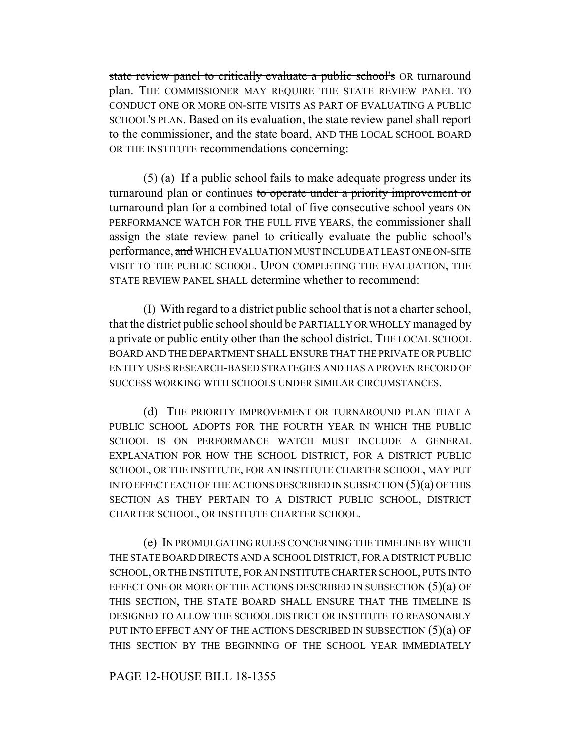~~state review panel to critically evaluate a public school's~~ OR turnaround plan. THE COMMISSIONER MAY REQUIRE THE STATE REVIEW PANEL TO CONDUCT ONE OR MORE ON-SITE VISITS AS PART OF EVALUATING A PUBLIC SCHOOL'S PLAN. Based on its evaluation, the state review panel shall report to the commissioner, ~~and~~ the state board, AND THE LOCAL SCHOOL BOARD OR THE INSTITUTE recommendations concerning:

(5) (a) If a public school fails to make adequate progress under its turnaround plan or continues ~~to operate under a priority improvement or turnaround plan for a combined total of five consecutive school years~~ ON PERFORMANCE WATCH FOR THE FULL FIVE YEARS, the commissioner shall assign the state review panel to critically evaluate the public school's performance, ~~and~~ WHICH EVALUATION MUST INCLUDE AT LEAST ONE ON-SITE VISIT TO THE PUBLIC SCHOOL. UPON COMPLETING THE EVALUATION, THE STATE REVIEW PANEL SHALL determine whether to recommend:

(I) With regard to a district public school that is not a charter school, that the district public school should be PARTIALLY OR WHOLLY managed by a private or public entity other than the school district. THE LOCAL SCHOOL BOARD AND THE DEPARTMENT SHALL ENSURE THAT THE PRIVATE OR PUBLIC ENTITY USES RESEARCH-BASED STRATEGIES AND HAS A PROVEN RECORD OF SUCCESS WORKING WITH SCHOOLS UNDER SIMILAR CIRCUMSTANCES.

(d) THE PRIORITY IMPROVEMENT OR TURNAROUND PLAN THAT A PUBLIC SCHOOL ADOPTS FOR THE FOURTH YEAR IN WHICH THE PUBLIC SCHOOL IS ON PERFORMANCE WATCH MUST INCLUDE A GENERAL EXPLANATION FOR HOW THE SCHOOL DISTRICT, FOR A DISTRICT PUBLIC SCHOOL, OR THE INSTITUTE, FOR AN INSTITUTE CHARTER SCHOOL, MAY PUT INTO EFFECT EACH OF THE ACTIONS DESCRIBED IN SUBSECTION (5)(a) OF THIS SECTION AS THEY PERTAIN TO A DISTRICT PUBLIC SCHOOL, DISTRICT CHARTER SCHOOL, OR INSTITUTE CHARTER SCHOOL.

(e) IN PROMULGATING RULES CONCERNING THE TIMELINE BY WHICH THE STATE BOARD DIRECTS AND A SCHOOL DISTRICT, FOR A DISTRICT PUBLIC SCHOOL, OR THE INSTITUTE, FOR AN INSTITUTE CHARTER SCHOOL, PUTS INTO EFFECT ONE OR MORE OF THE ACTIONS DESCRIBED IN SUBSECTION (5)(a) OF THIS SECTION, THE STATE BOARD SHALL ENSURE THAT THE TIMELINE IS DESIGNED TO ALLOW THE SCHOOL DISTRICT OR INSTITUTE TO REASONABLY PUT INTO EFFECT ANY OF THE ACTIONS DESCRIBED IN SUBSECTION (5)(a) OF THIS SECTION BY THE BEGINNING OF THE SCHOOL YEAR IMMEDIATELY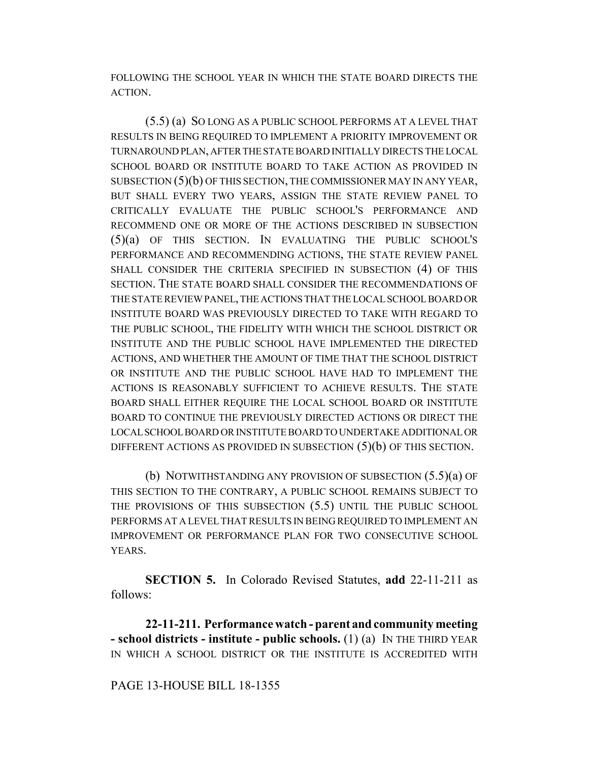FOLLOWING THE SCHOOL YEAR IN WHICH THE STATE BOARD DIRECTS THE ACTION.

(5.5) (a) SO LONG AS A PUBLIC SCHOOL PERFORMS AT A LEVEL THAT RESULTS IN BEING REQUIRED TO IMPLEMENT A PRIORITY IMPROVEMENT OR TURNAROUND PLAN, AFTER THE STATE BOARD INITIALLY DIRECTS THE LOCAL SCHOOL BOARD OR INSTITUTE BOARD TO TAKE ACTION AS PROVIDED IN SUBSECTION (5)(b) OF THIS SECTION, THE COMMISSIONER MAY IN ANY YEAR, BUT SHALL EVERY TWO YEARS, ASSIGN THE STATE REVIEW PANEL TO CRITICALLY EVALUATE THE PUBLIC SCHOOL'S PERFORMANCE AND RECOMMEND ONE OR MORE OF THE ACTIONS DESCRIBED IN SUBSECTION (5)(a) OF THIS SECTION. IN EVALUATING THE PUBLIC SCHOOL'S PERFORMANCE AND RECOMMENDING ACTIONS, THE STATE REVIEW PANEL SHALL CONSIDER THE CRITERIA SPECIFIED IN SUBSECTION (4) OF THIS SECTION. THE STATE BOARD SHALL CONSIDER THE RECOMMENDATIONS OF THE STATE REVIEW PANEL, THE ACTIONS THAT THE LOCAL SCHOOL BOARD OR INSTITUTE BOARD WAS PREVIOUSLY DIRECTED TO TAKE WITH REGARD TO THE PUBLIC SCHOOL, THE FIDELITY WITH WHICH THE SCHOOL DISTRICT OR INSTITUTE AND THE PUBLIC SCHOOL HAVE IMPLEMENTED THE DIRECTED ACTIONS, AND WHETHER THE AMOUNT OF TIME THAT THE SCHOOL DISTRICT OR INSTITUTE AND THE PUBLIC SCHOOL HAVE HAD TO IMPLEMENT THE ACTIONS IS REASONABLY SUFFICIENT TO ACHIEVE RESULTS. THE STATE BOARD SHALL EITHER REQUIRE THE LOCAL SCHOOL BOARD OR INSTITUTE BOARD TO CONTINUE THE PREVIOUSLY DIRECTED ACTIONS OR DIRECT THE LOCAL SCHOOL BOARD OR INSTITUTE BOARD TO UNDERTAKE ADDITIONAL OR DIFFERENT ACTIONS AS PROVIDED IN SUBSECTION (5)(b) OF THIS SECTION.

(b) NOTWITHSTANDING ANY PROVISION OF SUBSECTION (5.5)(a) OF THIS SECTION TO THE CONTRARY, A PUBLIC SCHOOL REMAINS SUBJECT TO THE PROVISIONS OF THIS SUBSECTION (5.5) UNTIL THE PUBLIC SCHOOL PERFORMS AT A LEVEL THAT RESULTS IN BEING REQUIRED TO IMPLEMENT AN IMPROVEMENT OR PERFORMANCE PLAN FOR TWO CONSECUTIVE SCHOOL YEARS.

**SECTION 5.** In Colorado Revised Statutes, **add** 22-11-211 as follows:

**22-11-211. Performance watch - parent and community meeting - school districts - institute - public schools.** (1) (a) IN THE THIRD YEAR IN WHICH A SCHOOL DISTRICT OR THE INSTITUTE IS ACCREDITED WITH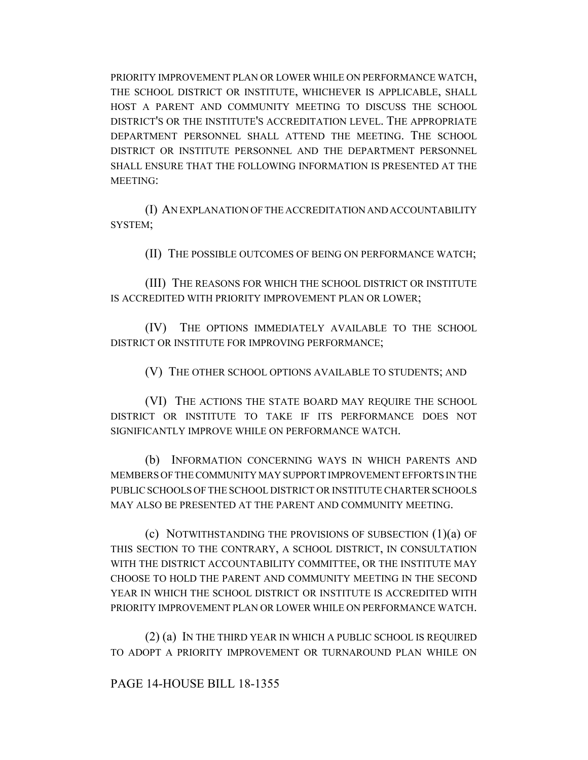PRIORITY IMPROVEMENT PLAN OR LOWER WHILE ON PERFORMANCE WATCH, THE SCHOOL DISTRICT OR INSTITUTE, WHICHEVER IS APPLICABLE, SHALL HOST A PARENT AND COMMUNITY MEETING TO DISCUSS THE SCHOOL DISTRICT'S OR THE INSTITUTE'S ACCREDITATION LEVEL. THE APPROPRIATE DEPARTMENT PERSONNEL SHALL ATTEND THE MEETING. THE SCHOOL DISTRICT OR INSTITUTE PERSONNEL AND THE DEPARTMENT PERSONNEL SHALL ENSURE THAT THE FOLLOWING INFORMATION IS PRESENTED AT THE MEETING:

(I) AN EXPLANATION OF THE ACCREDITATION AND ACCOUNTABILITY SYSTEM;

(II) THE POSSIBLE OUTCOMES OF BEING ON PERFORMANCE WATCH;

(III) THE REASONS FOR WHICH THE SCHOOL DISTRICT OR INSTITUTE IS ACCREDITED WITH PRIORITY IMPROVEMENT PLAN OR LOWER;

(IV) THE OPTIONS IMMEDIATELY AVAILABLE TO THE SCHOOL DISTRICT OR INSTITUTE FOR IMPROVING PERFORMANCE;

(V) THE OTHER SCHOOL OPTIONS AVAILABLE TO STUDENTS; AND

(VI) THE ACTIONS THE STATE BOARD MAY REQUIRE THE SCHOOL DISTRICT OR INSTITUTE TO TAKE IF ITS PERFORMANCE DOES NOT SIGNIFICANTLY IMPROVE WHILE ON PERFORMANCE WATCH.

(b) INFORMATION CONCERNING WAYS IN WHICH PARENTS AND MEMBERS OF THE COMMUNITY MAY SUPPORT IMPROVEMENT EFFORTS IN THE PUBLIC SCHOOLS OF THE SCHOOL DISTRICT OR INSTITUTE CHARTER SCHOOLS MAY ALSO BE PRESENTED AT THE PARENT AND COMMUNITY MEETING.

(c) NOTWITHSTANDING THE PROVISIONS OF SUBSECTION (1)(a) OF THIS SECTION TO THE CONTRARY, A SCHOOL DISTRICT, IN CONSULTATION WITH THE DISTRICT ACCOUNTABILITY COMMITTEE, OR THE INSTITUTE MAY CHOOSE TO HOLD THE PARENT AND COMMUNITY MEETING IN THE SECOND YEAR IN WHICH THE SCHOOL DISTRICT OR INSTITUTE IS ACCREDITED WITH PRIORITY IMPROVEMENT PLAN OR LOWER WHILE ON PERFORMANCE WATCH.

(2) (a) IN THE THIRD YEAR IN WHICH A PUBLIC SCHOOL IS REQUIRED TO ADOPT A PRIORITY IMPROVEMENT OR TURNAROUND PLAN WHILE ON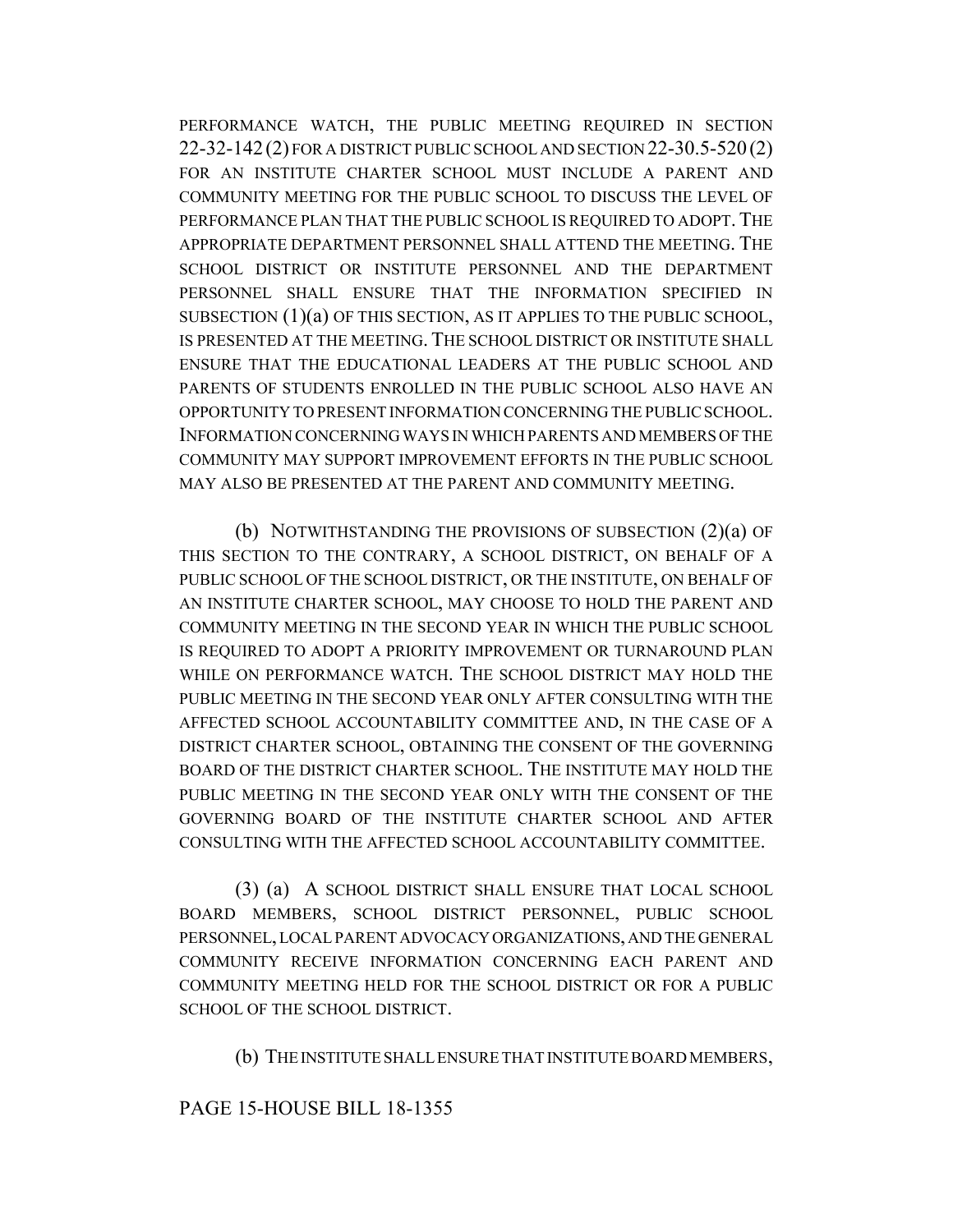PERFORMANCE WATCH, THE PUBLIC MEETING REQUIRED IN SECTION 22-32-142 (2) FOR A DISTRICT PUBLIC SCHOOL AND SECTION 22-30.5-520 (2) FOR AN INSTITUTE CHARTER SCHOOL MUST INCLUDE A PARENT AND COMMUNITY MEETING FOR THE PUBLIC SCHOOL TO DISCUSS THE LEVEL OF PERFORMANCE PLAN THAT THE PUBLIC SCHOOL IS REQUIRED TO ADOPT. THE APPROPRIATE DEPARTMENT PERSONNEL SHALL ATTEND THE MEETING. THE SCHOOL DISTRICT OR INSTITUTE PERSONNEL AND THE DEPARTMENT PERSONNEL SHALL ENSURE THAT THE INFORMATION SPECIFIED IN SUBSECTION (1)(a) OF THIS SECTION, AS IT APPLIES TO THE PUBLIC SCHOOL, IS PRESENTED AT THE MEETING. THE SCHOOL DISTRICT OR INSTITUTE SHALL ENSURE THAT THE EDUCATIONAL LEADERS AT THE PUBLIC SCHOOL AND PARENTS OF STUDENTS ENROLLED IN THE PUBLIC SCHOOL ALSO HAVE AN OPPORTUNITY TO PRESENT INFORMATION CONCERNING THE PUBLIC SCHOOL. INFORMATION CONCERNING WAYS IN WHICH PARENTS AND MEMBERS OF THE COMMUNITY MAY SUPPORT IMPROVEMENT EFFORTS IN THE PUBLIC SCHOOL MAY ALSO BE PRESENTED AT THE PARENT AND COMMUNITY MEETING.

(b) NOTWITHSTANDING THE PROVISIONS OF SUBSECTION (2)(a) OF THIS SECTION TO THE CONTRARY, A SCHOOL DISTRICT, ON BEHALF OF A PUBLIC SCHOOL OF THE SCHOOL DISTRICT, OR THE INSTITUTE, ON BEHALF OF AN INSTITUTE CHARTER SCHOOL, MAY CHOOSE TO HOLD THE PARENT AND COMMUNITY MEETING IN THE SECOND YEAR IN WHICH THE PUBLIC SCHOOL IS REQUIRED TO ADOPT A PRIORITY IMPROVEMENT OR TURNAROUND PLAN WHILE ON PERFORMANCE WATCH. THE SCHOOL DISTRICT MAY HOLD THE PUBLIC MEETING IN THE SECOND YEAR ONLY AFTER CONSULTING WITH THE AFFECTED SCHOOL ACCOUNTABILITY COMMITTEE AND, IN THE CASE OF A DISTRICT CHARTER SCHOOL, OBTAINING THE CONSENT OF THE GOVERNING BOARD OF THE DISTRICT CHARTER SCHOOL. THE INSTITUTE MAY HOLD THE PUBLIC MEETING IN THE SECOND YEAR ONLY WITH THE CONSENT OF THE GOVERNING BOARD OF THE INSTITUTE CHARTER SCHOOL AND AFTER CONSULTING WITH THE AFFECTED SCHOOL ACCOUNTABILITY COMMITTEE.

(3) (a) A SCHOOL DISTRICT SHALL ENSURE THAT LOCAL SCHOOL BOARD MEMBERS, SCHOOL DISTRICT PERSONNEL, PUBLIC SCHOOL PERSONNEL, LOCAL PARENT ADVOCACY ORGANIZATIONS, AND THE GENERAL COMMUNITY RECEIVE INFORMATION CONCERNING EACH PARENT AND COMMUNITY MEETING HELD FOR THE SCHOOL DISTRICT OR FOR A PUBLIC SCHOOL OF THE SCHOOL DISTRICT.

(b) THE INSTITUTE SHALL ENSURE THAT INSTITUTE BOARD MEMBERS,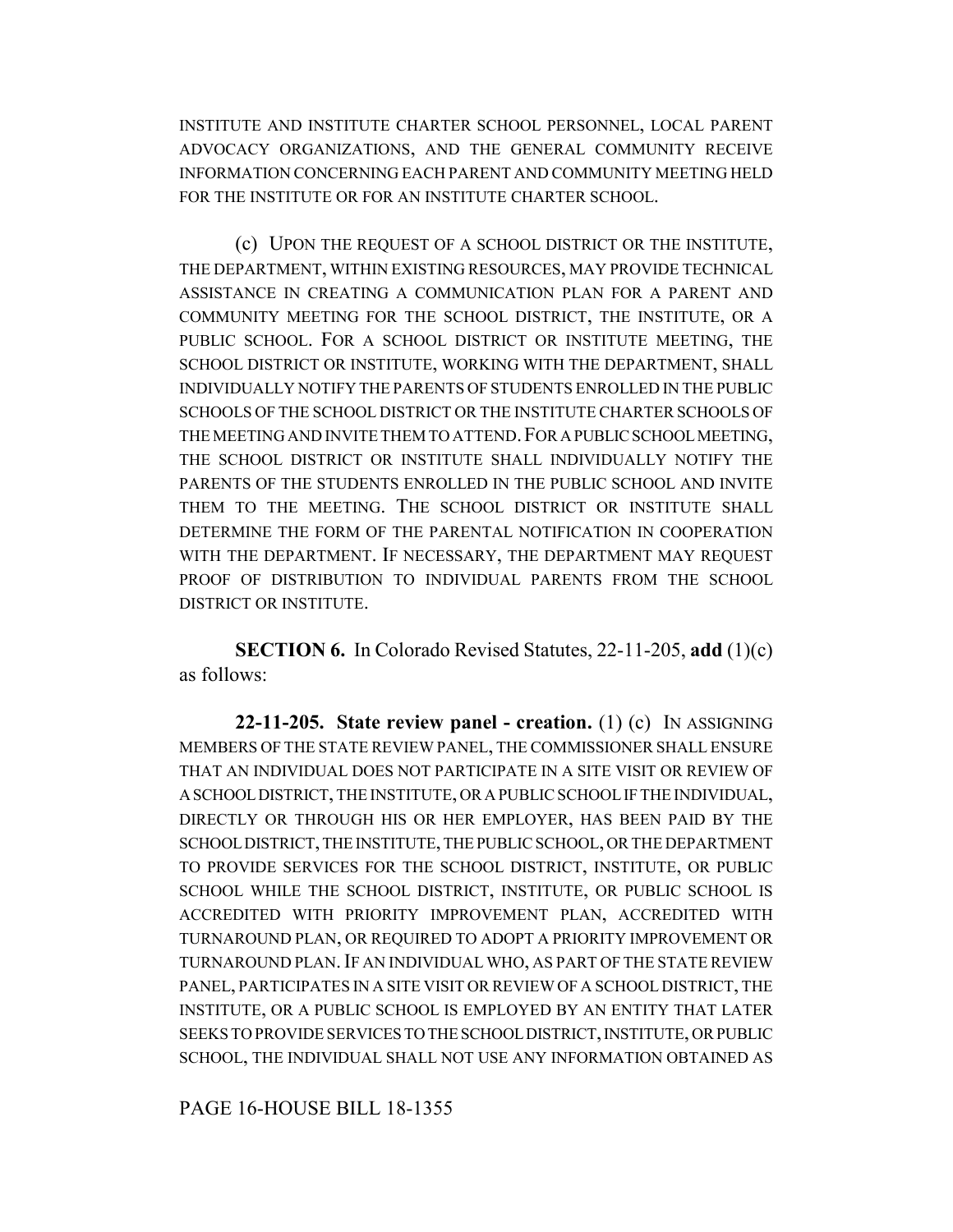INSTITUTE AND INSTITUTE CHARTER SCHOOL PERSONNEL, LOCAL PARENT ADVOCACY ORGANIZATIONS, AND THE GENERAL COMMUNITY RECEIVE INFORMATION CONCERNING EACH PARENT AND COMMUNITY MEETING HELD FOR THE INSTITUTE OR FOR AN INSTITUTE CHARTER SCHOOL.

(c) UPON THE REQUEST OF A SCHOOL DISTRICT OR THE INSTITUTE, THE DEPARTMENT, WITHIN EXISTING RESOURCES, MAY PROVIDE TECHNICAL ASSISTANCE IN CREATING A COMMUNICATION PLAN FOR A PARENT AND COMMUNITY MEETING FOR THE SCHOOL DISTRICT, THE INSTITUTE, OR A PUBLIC SCHOOL. FOR A SCHOOL DISTRICT OR INSTITUTE MEETING, THE SCHOOL DISTRICT OR INSTITUTE, WORKING WITH THE DEPARTMENT, SHALL INDIVIDUALLY NOTIFY THE PARENTS OF STUDENTS ENROLLED IN THE PUBLIC SCHOOLS OF THE SCHOOL DISTRICT OR THE INSTITUTE CHARTER SCHOOLS OF THE MEETING AND INVITE THEM TO ATTEND. FOR A PUBLIC SCHOOL MEETING, THE SCHOOL DISTRICT OR INSTITUTE SHALL INDIVIDUALLY NOTIFY THE PARENTS OF THE STUDENTS ENROLLED IN THE PUBLIC SCHOOL AND INVITE THEM TO THE MEETING. THE SCHOOL DISTRICT OR INSTITUTE SHALL DETERMINE THE FORM OF THE PARENTAL NOTIFICATION IN COOPERATION WITH THE DEPARTMENT. IF NECESSARY, THE DEPARTMENT MAY REQUEST PROOF OF DISTRIBUTION TO INDIVIDUAL PARENTS FROM THE SCHOOL DISTRICT OR INSTITUTE.

**SECTION 6.** In Colorado Revised Statutes, 22-11-205, **add** (1)(c) as follows:

**22-11-205. State review panel - creation.** (1) (c) IN ASSIGNING MEMBERS OF THE STATE REVIEW PANEL, THE COMMISSIONER SHALL ENSURE THAT AN INDIVIDUAL DOES NOT PARTICIPATE IN A SITE VISIT OR REVIEW OF A SCHOOL DISTRICT, THE INSTITUTE, OR A PUBLIC SCHOOL IF THE INDIVIDUAL, DIRECTLY OR THROUGH HIS OR HER EMPLOYER, HAS BEEN PAID BY THE SCHOOL DISTRICT, THE INSTITUTE, THE PUBLIC SCHOOL, OR THE DEPARTMENT TO PROVIDE SERVICES FOR THE SCHOOL DISTRICT, INSTITUTE, OR PUBLIC SCHOOL WHILE THE SCHOOL DISTRICT, INSTITUTE, OR PUBLIC SCHOOL IS ACCREDITED WITH PRIORITY IMPROVEMENT PLAN, ACCREDITED WITH TURNAROUND PLAN, OR REQUIRED TO ADOPT A PRIORITY IMPROVEMENT OR TURNAROUND PLAN. IF AN INDIVIDUAL WHO, AS PART OF THE STATE REVIEW PANEL, PARTICIPATES IN A SITE VISIT OR REVIEW OF A SCHOOL DISTRICT, THE INSTITUTE, OR A PUBLIC SCHOOL IS EMPLOYED BY AN ENTITY THAT LATER SEEKS TO PROVIDE SERVICES TO THE SCHOOL DISTRICT, INSTITUTE, OR PUBLIC SCHOOL, THE INDIVIDUAL SHALL NOT USE ANY INFORMATION OBTAINED AS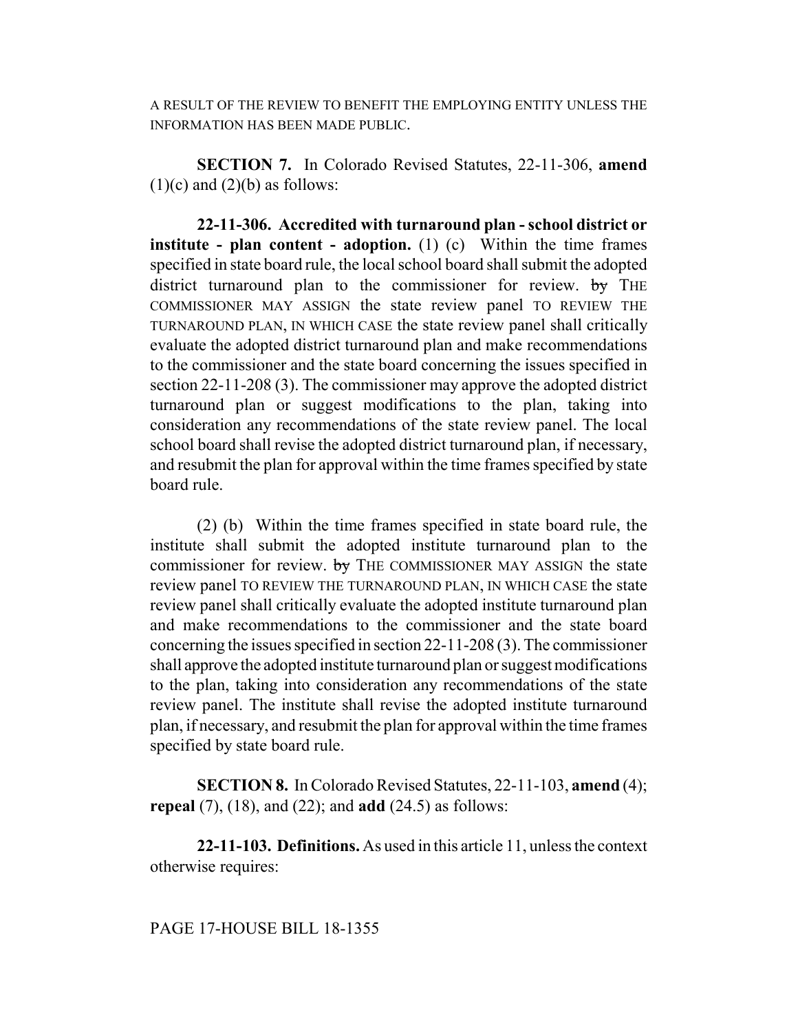A RESULT OF THE REVIEW TO BENEFIT THE EMPLOYING ENTITY UNLESS THE INFORMATION HAS BEEN MADE PUBLIC.

**SECTION 7.** In Colorado Revised Statutes, 22-11-306, **amend** (1)(c) and (2)(b) as follows:

**22-11-306. Accredited with turnaround plan - school district or institute - plan content - adoption.** (1) (c) Within the time frames specified in state board rule, the local school board shall submit the adopted district turnaround plan to the commissioner for review. ~~by~~ THE COMMISSIONER MAY ASSIGN the state review panel TO REVIEW THE TURNAROUND PLAN, IN WHICH CASE the state review panel shall critically evaluate the adopted district turnaround plan and make recommendations to the commissioner and the state board concerning the issues specified in section 22-11-208 (3). The commissioner may approve the adopted district turnaround plan or suggest modifications to the plan, taking into consideration any recommendations of the state review panel. The local school board shall revise the adopted district turnaround plan, if necessary, and resubmit the plan for approval within the time frames specified by state board rule.

(2) (b) Within the time frames specified in state board rule, the institute shall submit the adopted institute turnaround plan to the commissioner for review. ~~by~~ THE COMMISSIONER MAY ASSIGN the state review panel TO REVIEW THE TURNAROUND PLAN, IN WHICH CASE the state review panel shall critically evaluate the adopted institute turnaround plan and make recommendations to the commissioner and the state board concerning the issues specified in section 22-11-208 (3). The commissioner shall approve the adopted institute turnaround plan or suggest modifications to the plan, taking into consideration any recommendations of the state review panel. The institute shall revise the adopted institute turnaround plan, if necessary, and resubmit the plan for approval within the time frames specified by state board rule.

**SECTION 8.** In Colorado Revised Statutes, 22-11-103, **amend** (4); **repeal** (7), (18), and (22); and **add** (24.5) as follows:

**22-11-103. Definitions.** As used in this article 11, unless the context otherwise requires:

PAGE 17-HOUSE BILL 18-1355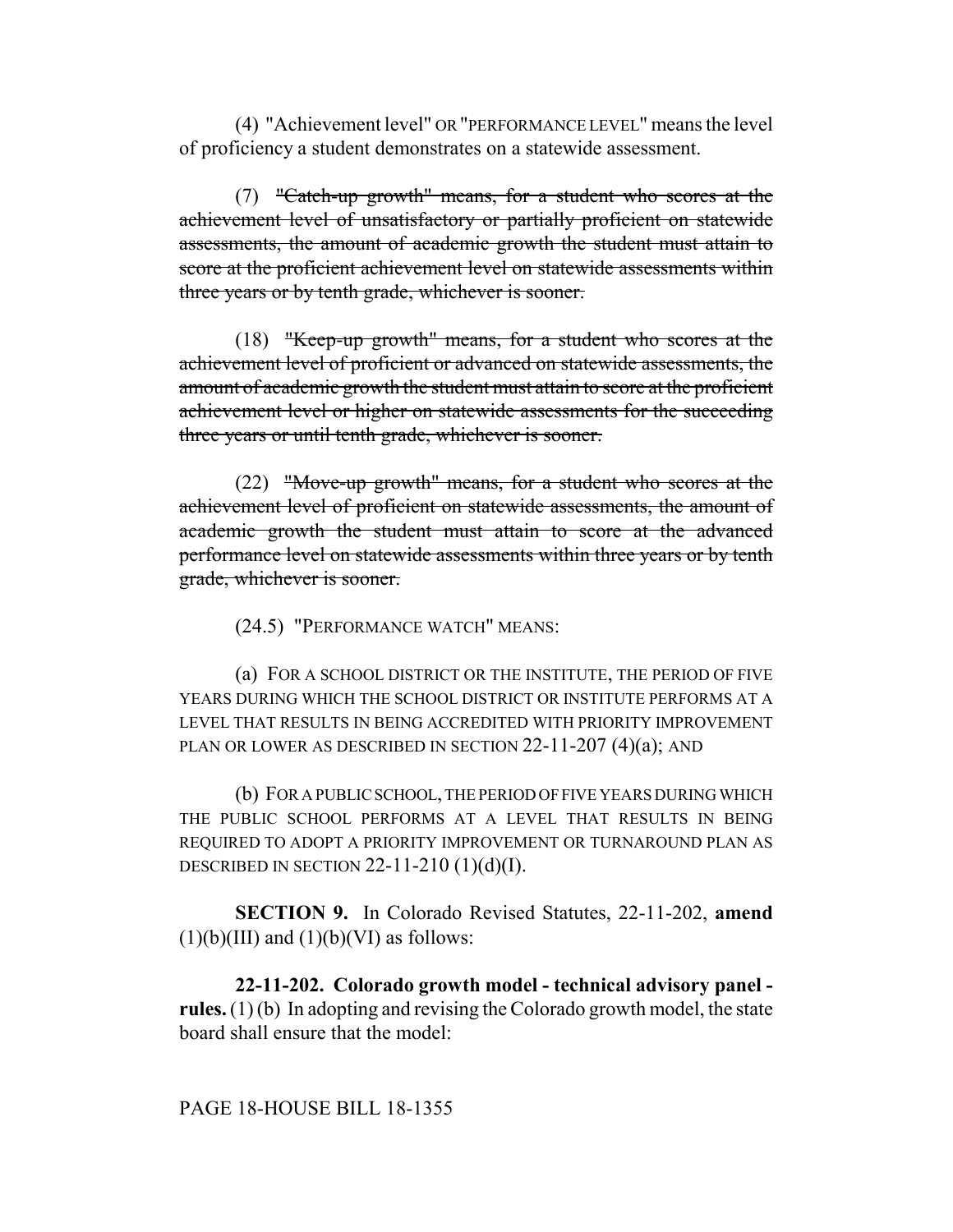(4) "Achievement level" OR "PERFORMANCE LEVEL" means the level of proficiency a student demonstrates on a statewide assessment.

(7) ~~"Catch-up growth" means, for a student who scores at the achievement level of unsatisfactory or partially proficient on statewide assessments, the amount of academic growth the student must attain to score at the proficient achievement level on statewide assessments within three years or by tenth grade, whichever is sooner.~~

(18) ~~"Keep-up growth" means, for a student who scores at the achievement level of proficient or advanced on statewide assessments, the amount of academic growth the student must attain to score at the proficient achievement level or higher on statewide assessments for the succeeding three years or until tenth grade, whichever is sooner.~~

(22) ~~"Move-up growth" means, for a student who scores at the achievement level of proficient on statewide assessments, the amount of academic growth the student must attain to score at the advanced performance level on statewide assessments within three years or by tenth grade, whichever is sooner.~~

(24.5) "PERFORMANCE WATCH" MEANS:

(a) FOR A SCHOOL DISTRICT OR THE INSTITUTE, THE PERIOD OF FIVE YEARS DURING WHICH THE SCHOOL DISTRICT OR INSTITUTE PERFORMS AT A LEVEL THAT RESULTS IN BEING ACCREDITED WITH PRIORITY IMPROVEMENT PLAN OR LOWER AS DESCRIBED IN SECTION 22-11-207 (4)(a); AND

(b) FOR A PUBLIC SCHOOL, THE PERIOD OF FIVE YEARS DURING WHICH THE PUBLIC SCHOOL PERFORMS AT A LEVEL THAT RESULTS IN BEING REQUIRED TO ADOPT A PRIORITY IMPROVEMENT OR TURNAROUND PLAN AS DESCRIBED IN SECTION 22-11-210 (1)(d)(I).

**SECTION 9.** In Colorado Revised Statutes, 22-11-202, **amend** (1)(b)(III) and (1)(b)(VI) as follows:

**22-11-202. Colorado growth model - technical advisory panel - rules.** (1) (b) In adopting and revising the Colorado growth model, the state board shall ensure that the model: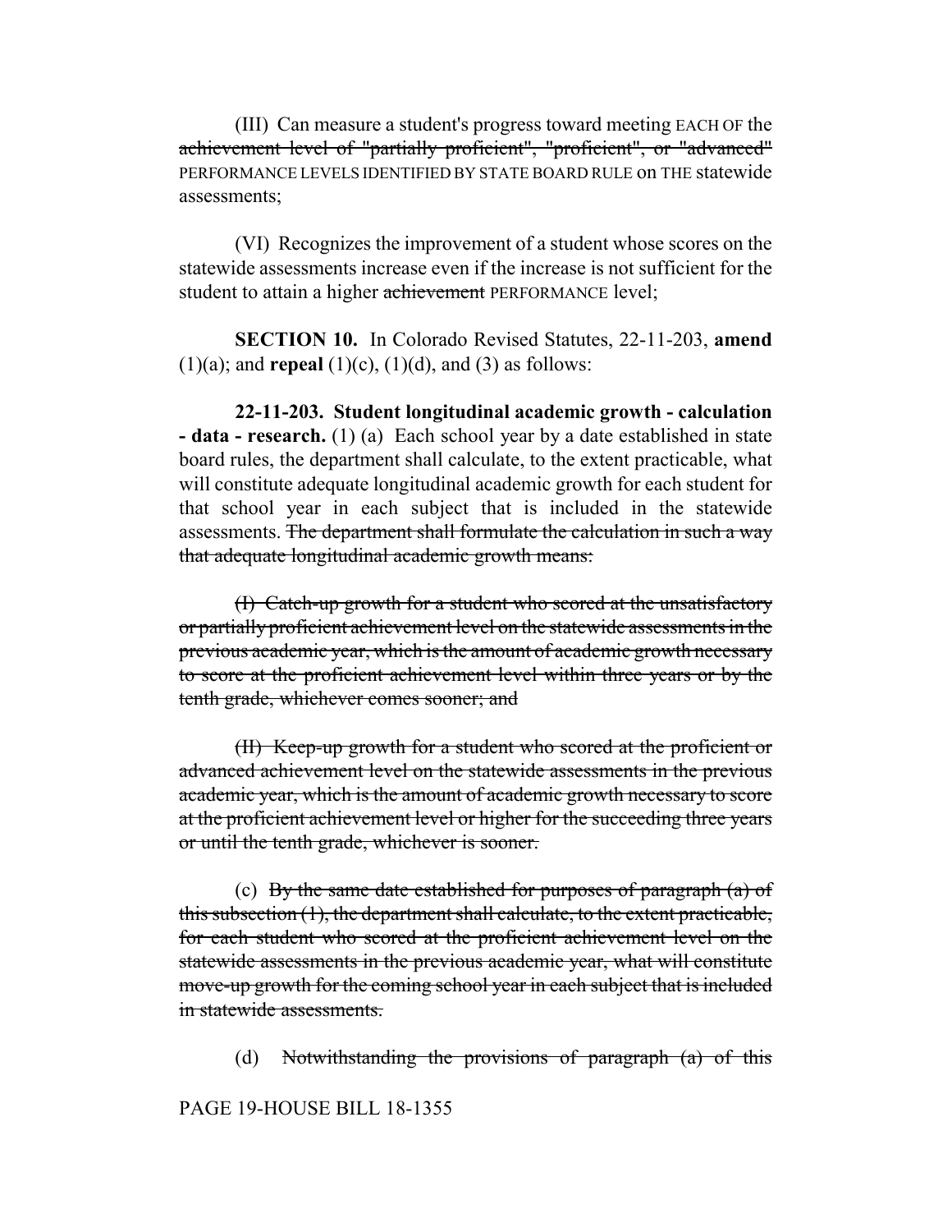(III) Can measure a student's progress toward meeting EACH OF the ~~achievement level of "partially proficient", "proficient", or "advanced"~~ PERFORMANCE LEVELS IDENTIFIED BY STATE BOARD RULE on THE statewide assessments;

(VI) Recognizes the improvement of a student whose scores on the statewide assessments increase even if the increase is not sufficient for the student to attain a higher ~~achievement~~ PERFORMANCE level;

**SECTION 10.** In Colorado Revised Statutes, 22-11-203, **amend** (1)(a); and **repeal** (1)(c), (1)(d), and (3) as follows:

**22-11-203. Student longitudinal academic growth - calculation - data - research.** (1) (a) Each school year by a date established in state board rules, the department shall calculate, to the extent practicable, what will constitute adequate longitudinal academic growth for each student for that school year in each subject that is included in the statewide assessments. ~~The department shall formulate the calculation in such a way that adequate longitudinal academic growth means:~~

~~(I) Catch-up growth for a student who scored at the unsatisfactory or partially proficient achievement level on the statewide assessments in the previous academic year, which is the amount of academic growth necessary to score at the proficient achievement level within three years or by the tenth grade, whichever comes sooner; and~~

~~(II) Keep-up growth for a student who scored at the proficient or advanced achievement level on the statewide assessments in the previous academic year, which is the amount of academic growth necessary to score at the proficient achievement level or higher for the succeeding three years or until the tenth grade, whichever is sooner.~~

(c) ~~By the same date established for purposes of paragraph (a) of this subsection (1), the department shall calculate, to the extent practicable, for each student who scored at the proficient achievement level on the statewide assessments in the previous academic year, what will constitute move-up growth for the coming school year in each subject that is included in statewide assessments.~~

(d) ~~Notwithstanding the provisions of paragraph (a) of this~~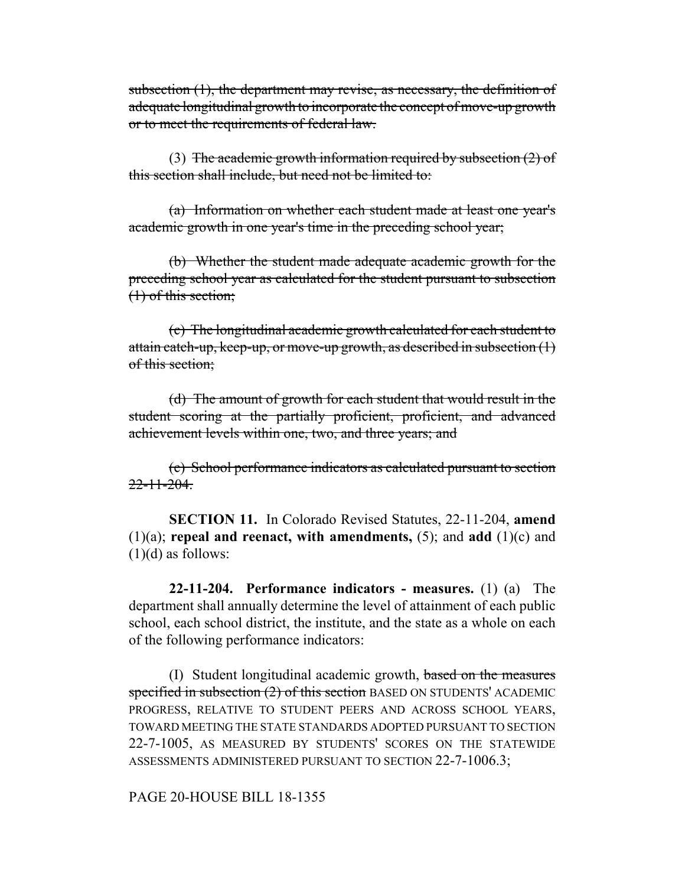~~subsection (1), the department may revise, as necessary, the definition of adequate longitudinal growth to incorporate the concept of move-up growth or to meet the requirements of federal law.~~

(3) ~~The academic growth information required by subsection (2) of this section shall include, but need not be limited to:~~

~~(a) Information on whether each student made at least one year's academic growth in one year's time in the preceding school year;~~

~~(b) Whether the student made adequate academic growth for the preceding school year as calculated for the student pursuant to subsection (1) of this section;~~

~~(c) The longitudinal academic growth calculated for each student to attain catch-up, keep-up, or move-up growth, as described in subsection (1) of this section;~~

~~(d) The amount of growth for each student that would result in the student scoring at the partially proficient, proficient, and advanced achievement levels within one, two, and three years; and~~

~~(e) School performance indicators as calculated pursuant to section 22-11-204.~~

**SECTION 11.** In Colorado Revised Statutes, 22-11-204, **amend** (1)(a); **repeal and reenact, with amendments,** (5); and **add** (1)(c) and (1)(d) as follows:

**22-11-204. Performance indicators - measures.** (1) (a) The department shall annually determine the level of attainment of each public school, each school district, the institute, and the state as a whole on each of the following performance indicators:

(I) Student longitudinal academic growth, ~~based on the measures specified in subsection (2) of this section~~ BASED ON STUDENTS' ACADEMIC PROGRESS, RELATIVE TO STUDENT PEERS AND ACROSS SCHOOL YEARS, TOWARD MEETING THE STATE STANDARDS ADOPTED PURSUANT TO SECTION 22-7-1005, AS MEASURED BY STUDENTS' SCORES ON THE STATEWIDE ASSESSMENTS ADMINISTERED PURSUANT TO SECTION 22-7-1006.3;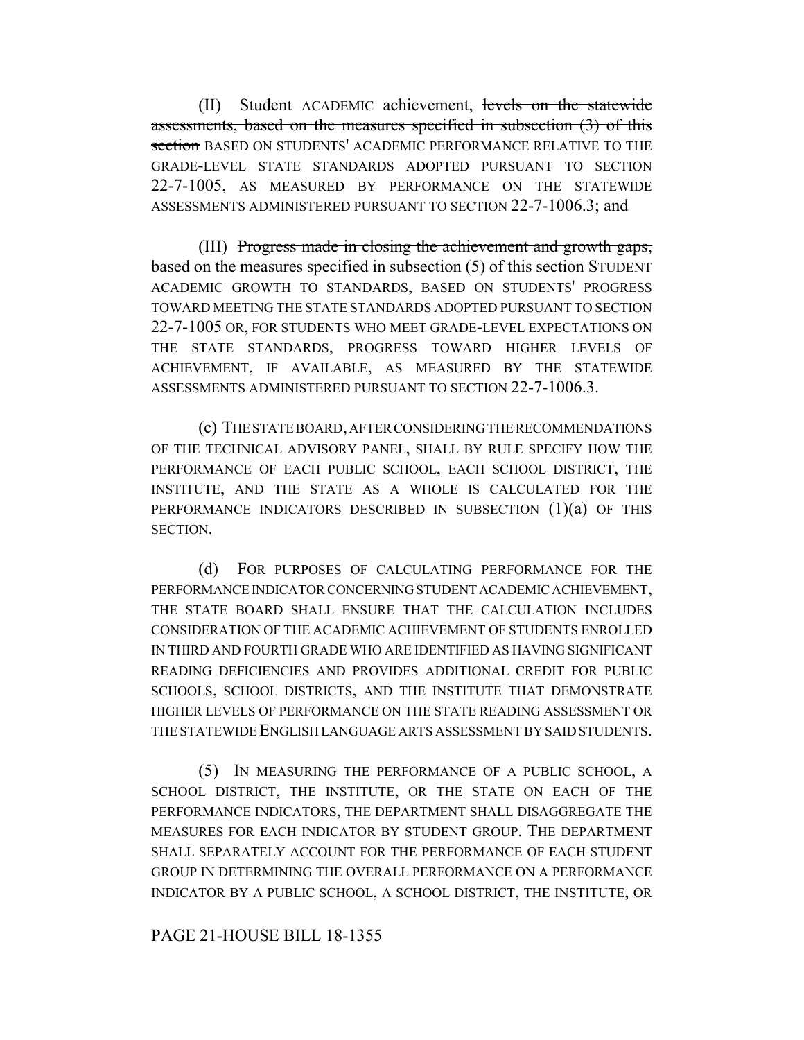(II) Student ACADEMIC achievement, ~~levels on the statewide assessments, based on the measures specified in subsection (3) of this section~~ BASED ON STUDENTS' ACADEMIC PERFORMANCE RELATIVE TO THE GRADE-LEVEL STATE STANDARDS ADOPTED PURSUANT TO SECTION 22-7-1005, AS MEASURED BY PERFORMANCE ON THE STATEWIDE ASSESSMENTS ADMINISTERED PURSUANT TO SECTION 22-7-1006.3; and

(III) ~~Progress made in closing the achievement and growth gaps, based on the measures specified in subsection (5) of this section~~ STUDENT ACADEMIC GROWTH TO STANDARDS, BASED ON STUDENTS' PROGRESS TOWARD MEETING THE STATE STANDARDS ADOPTED PURSUANT TO SECTION 22-7-1005 OR, FOR STUDENTS WHO MEET GRADE-LEVEL EXPECTATIONS ON THE STATE STANDARDS, PROGRESS TOWARD HIGHER LEVELS OF ACHIEVEMENT, IF AVAILABLE, AS MEASURED BY THE STATEWIDE ASSESSMENTS ADMINISTERED PURSUANT TO SECTION 22-7-1006.3.

(c) THE STATE BOARD, AFTER CONSIDERING THE RECOMMENDATIONS OF THE TECHNICAL ADVISORY PANEL, SHALL BY RULE SPECIFY HOW THE PERFORMANCE OF EACH PUBLIC SCHOOL, EACH SCHOOL DISTRICT, THE INSTITUTE, AND THE STATE AS A WHOLE IS CALCULATED FOR THE PERFORMANCE INDICATORS DESCRIBED IN SUBSECTION (1)(a) OF THIS SECTION.

(d) FOR PURPOSES OF CALCULATING PERFORMANCE FOR THE PERFORMANCE INDICATOR CONCERNING STUDENT ACADEMIC ACHIEVEMENT, THE STATE BOARD SHALL ENSURE THAT THE CALCULATION INCLUDES CONSIDERATION OF THE ACADEMIC ACHIEVEMENT OF STUDENTS ENROLLED IN THIRD AND FOURTH GRADE WHO ARE IDENTIFIED AS HAVING SIGNIFICANT READING DEFICIENCIES AND PROVIDES ADDITIONAL CREDIT FOR PUBLIC SCHOOLS, SCHOOL DISTRICTS, AND THE INSTITUTE THAT DEMONSTRATE HIGHER LEVELS OF PERFORMANCE ON THE STATE READING ASSESSMENT OR THE STATEWIDE ENGLISH LANGUAGE ARTS ASSESSMENT BY SAID STUDENTS.

(5) IN MEASURING THE PERFORMANCE OF A PUBLIC SCHOOL, A SCHOOL DISTRICT, THE INSTITUTE, OR THE STATE ON EACH OF THE PERFORMANCE INDICATORS, THE DEPARTMENT SHALL DISAGGREGATE THE MEASURES FOR EACH INDICATOR BY STUDENT GROUP. THE DEPARTMENT SHALL SEPARATELY ACCOUNT FOR THE PERFORMANCE OF EACH STUDENT GROUP IN DETERMINING THE OVERALL PERFORMANCE ON A PERFORMANCE INDICATOR BY A PUBLIC SCHOOL, A SCHOOL DISTRICT, THE INSTITUTE, OR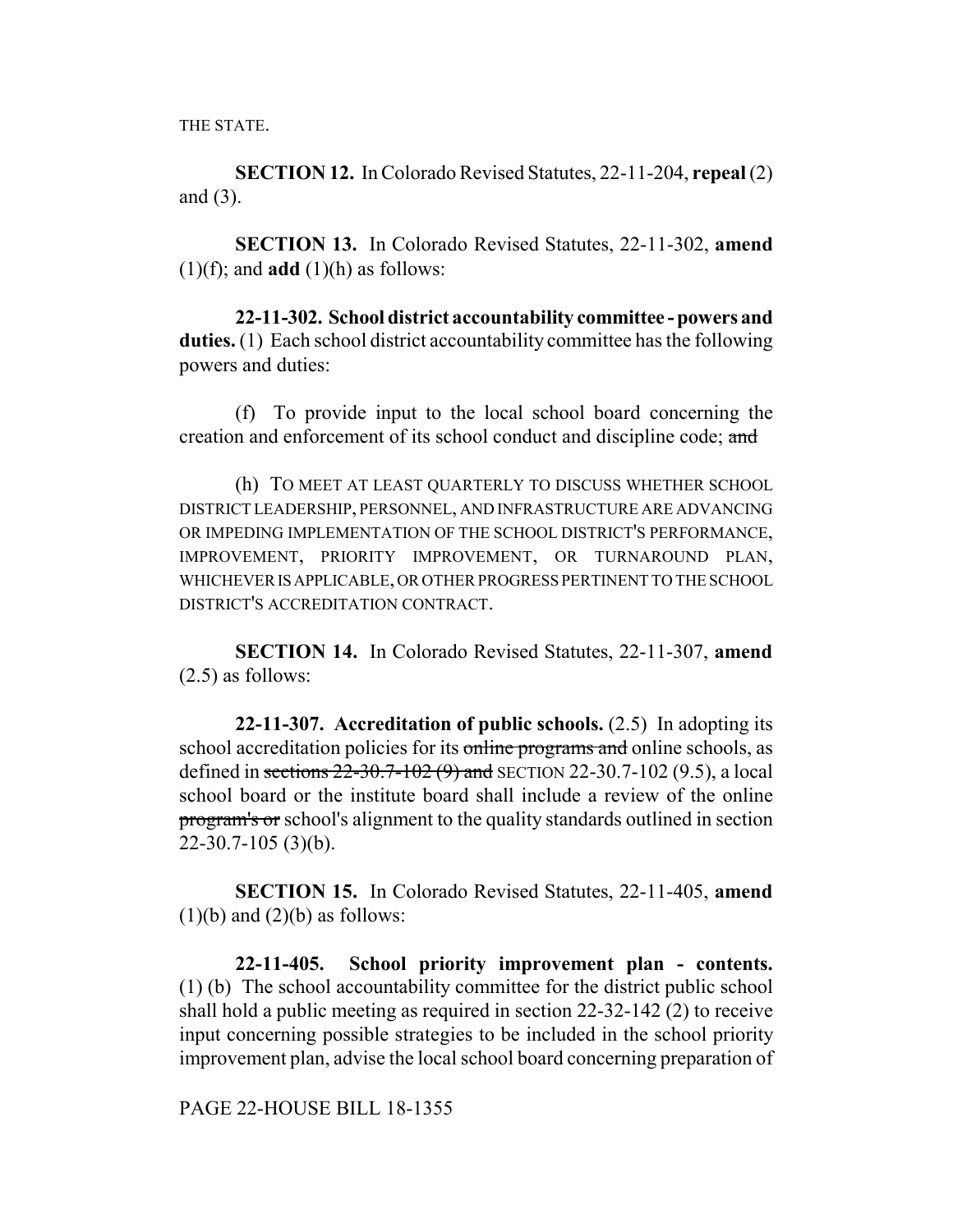THE STATE.

**SECTION 12.** In Colorado Revised Statutes, 22-11-204, **repeal** (2) and (3).

**SECTION 13.** In Colorado Revised Statutes, 22-11-302, **amend** (1)(f); and **add** (1)(h) as follows:

**22-11-302. School district accountability committee - powers and duties.** (1) Each school district accountability committee has the following powers and duties:

(f) To provide input to the local school board concerning the creation and enforcement of its school conduct and discipline code; ~~and~~

(h) TO MEET AT LEAST QUARTERLY TO DISCUSS WHETHER SCHOOL DISTRICT LEADERSHIP, PERSONNEL, AND INFRASTRUCTURE ARE ADVANCING OR IMPEDING IMPLEMENTATION OF THE SCHOOL DISTRICT'S PERFORMANCE, IMPROVEMENT, PRIORITY IMPROVEMENT, OR TURNAROUND PLAN, WHICHEVER IS APPLICABLE, OR OTHER PROGRESS PERTINENT TO THE SCHOOL DISTRICT'S ACCREDITATION CONTRACT.

**SECTION 14.** In Colorado Revised Statutes, 22-11-307, **amend** (2.5) as follows:

**22-11-307. Accreditation of public schools.** (2.5) In adopting its school accreditation policies for its ~~online programs and~~ online schools, as defined in ~~sections 22-30.7-102 (9) and~~ SECTION 22-30.7-102 (9.5), a local school board or the institute board shall include a review of the online ~~program's or~~ school's alignment to the quality standards outlined in section 22-30.7-105 (3)(b).

**SECTION 15.** In Colorado Revised Statutes, 22-11-405, **amend** (1)(b) and (2)(b) as follows:

**22-11-405. School priority improvement plan - contents.** (1) (b) The school accountability committee for the district public school shall hold a public meeting as required in section 22-32-142 (2) to receive input concerning possible strategies to be included in the school priority improvement plan, advise the local school board concerning preparation of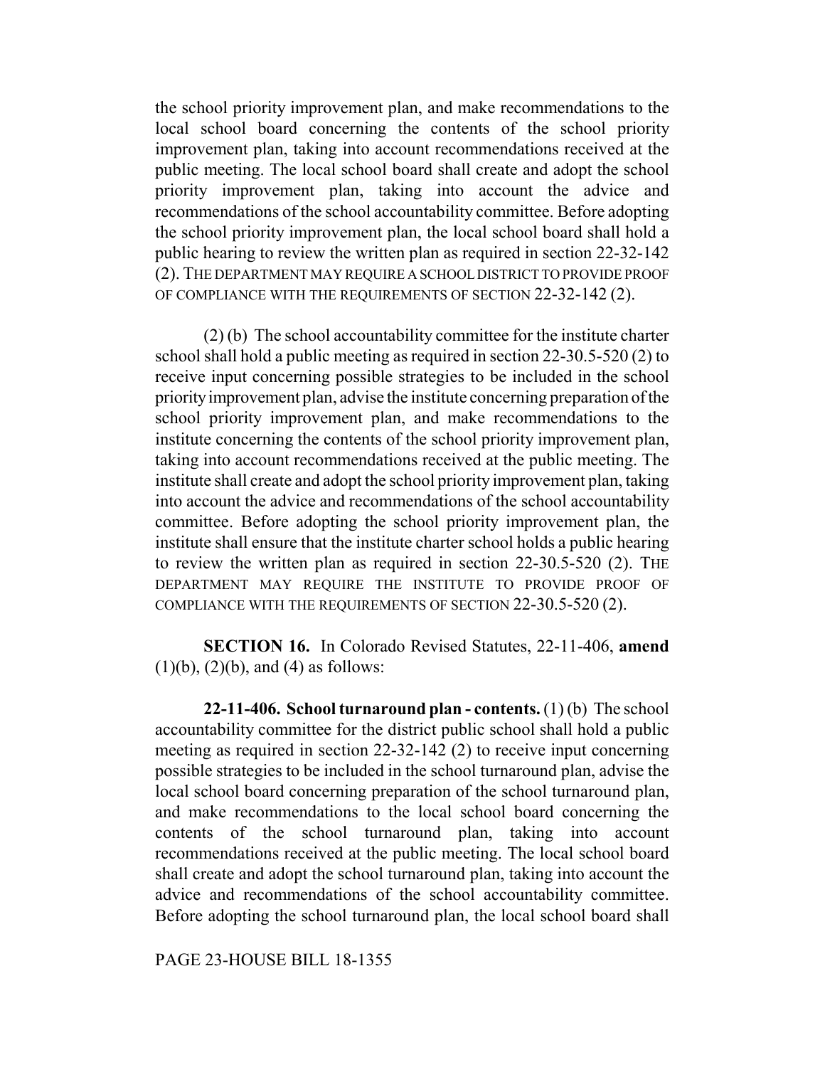the school priority improvement plan, and make recommendations to the local school board concerning the contents of the school priority improvement plan, taking into account recommendations received at the public meeting. The local school board shall create and adopt the school priority improvement plan, taking into account the advice and recommendations of the school accountability committee. Before adopting the school priority improvement plan, the local school board shall hold a public hearing to review the written plan as required in section 22-32-142 (2). THE DEPARTMENT MAY REQUIRE A SCHOOL DISTRICT TO PROVIDE PROOF OF COMPLIANCE WITH THE REQUIREMENTS OF SECTION 22-32-142 (2).

(2) (b) The school accountability committee for the institute charter school shall hold a public meeting as required in section 22-30.5-520 (2) to receive input concerning possible strategies to be included in the school priority improvement plan, advise the institute concerning preparation of the school priority improvement plan, and make recommendations to the institute concerning the contents of the school priority improvement plan, taking into account recommendations received at the public meeting. The institute shall create and adopt the school priority improvement plan, taking into account the advice and recommendations of the school accountability committee. Before adopting the school priority improvement plan, the institute shall ensure that the institute charter school holds a public hearing to review the written plan as required in section 22-30.5-520 (2). THE DEPARTMENT MAY REQUIRE THE INSTITUTE TO PROVIDE PROOF OF COMPLIANCE WITH THE REQUIREMENTS OF SECTION 22-30.5-520 (2).

**SECTION 16.** In Colorado Revised Statutes, 22-11-406, **amend** (1)(b), (2)(b), and (4) as follows:

**22-11-406. School turnaround plan - contents.** (1) (b) The school accountability committee for the district public school shall hold a public meeting as required in section 22-32-142 (2) to receive input concerning possible strategies to be included in the school turnaround plan, advise the local school board concerning preparation of the school turnaround plan, and make recommendations to the local school board concerning the contents of the school turnaround plan, taking into account recommendations received at the public meeting. The local school board shall create and adopt the school turnaround plan, taking into account the advice and recommendations of the school accountability committee. Before adopting the school turnaround plan, the local school board shall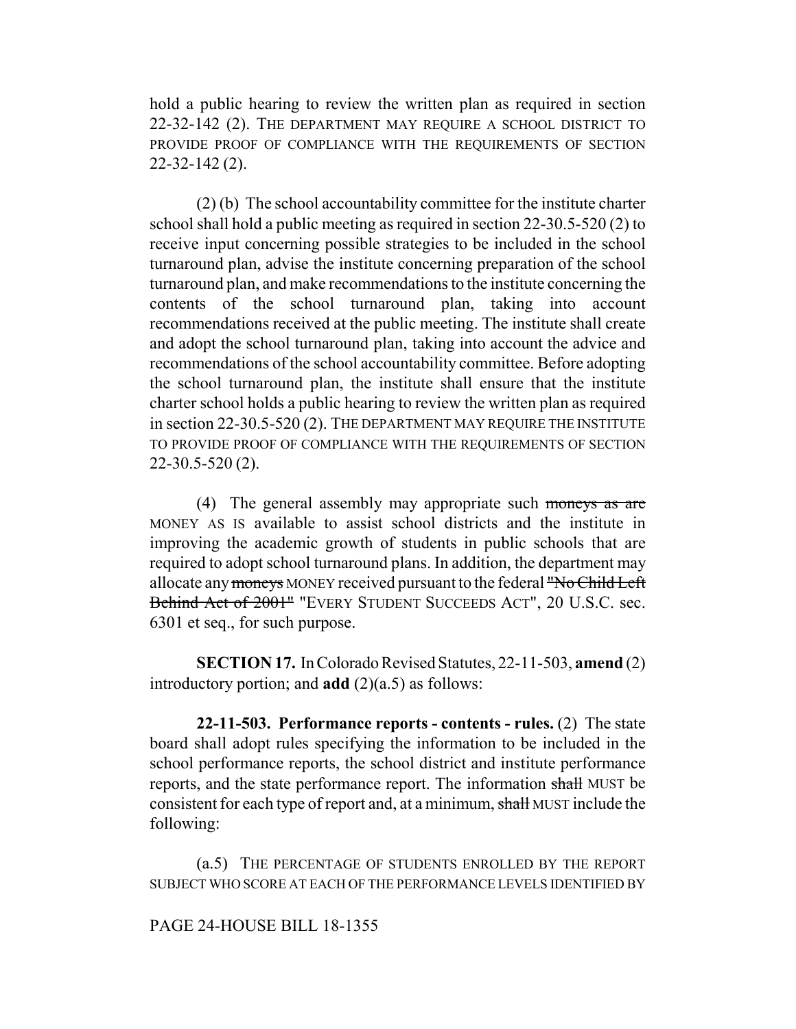hold a public hearing to review the written plan as required in section 22-32-142 (2). THE DEPARTMENT MAY REQUIRE A SCHOOL DISTRICT TO PROVIDE PROOF OF COMPLIANCE WITH THE REQUIREMENTS OF SECTION 22-32-142 (2).

(2) (b) The school accountability committee for the institute charter school shall hold a public meeting as required in section 22-30.5-520 (2) to receive input concerning possible strategies to be included in the school turnaround plan, advise the institute concerning preparation of the school turnaround plan, and make recommendations to the institute concerning the contents of the school turnaround plan, taking into account recommendations received at the public meeting. The institute shall create and adopt the school turnaround plan, taking into account the advice and recommendations of the school accountability committee. Before adopting the school turnaround plan, the institute shall ensure that the institute charter school holds a public hearing to review the written plan as required in section 22-30.5-520 (2). THE DEPARTMENT MAY REQUIRE THE INSTITUTE TO PROVIDE PROOF OF COMPLIANCE WITH THE REQUIREMENTS OF SECTION 22-30.5-520 (2).

(4) The general assembly may appropriate such ~~moneys as are~~ MONEY AS IS available to assist school districts and the institute in improving the academic growth of students in public schools that are required to adopt school turnaround plans. In addition, the department may allocate any ~~moneys~~ MONEY received pursuant to the federal ~~"No Child Left Behind Act of 2001"~~ "EVERY STUDENT SUCCEEDS ACT", 20 U.S.C. sec. 6301 et seq., for such purpose.

**SECTION 17.** In Colorado Revised Statutes, 22-11-503, **amend** (2) introductory portion; and **add** (2)(a.5) as follows:

**22-11-503. Performance reports - contents - rules.** (2) The state board shall adopt rules specifying the information to be included in the school performance reports, the school district and institute performance reports, and the state performance report. The information ~~shall~~ MUST be consistent for each type of report and, at a minimum, ~~shall~~ MUST include the following:

(a.5) THE PERCENTAGE OF STUDENTS ENROLLED BY THE REPORT SUBJECT WHO SCORE AT EACH OF THE PERFORMANCE LEVELS IDENTIFIED BY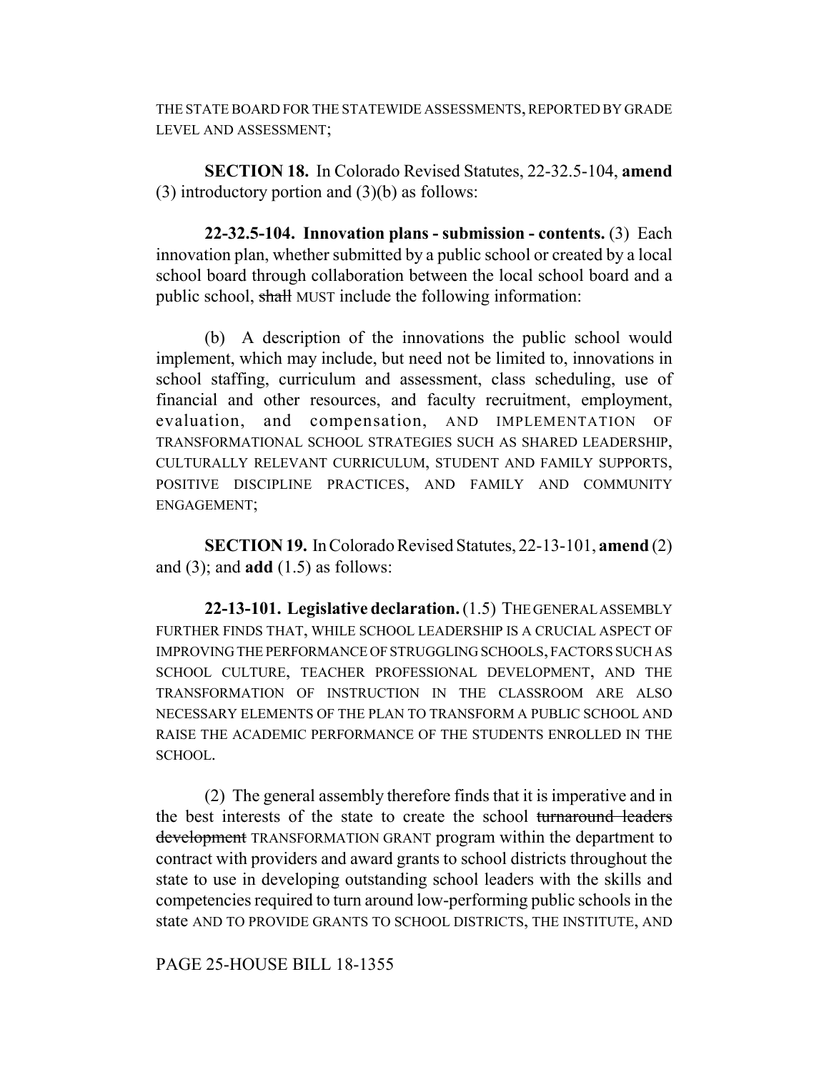THE STATE BOARD FOR THE STATEWIDE ASSESSMENTS, REPORTED BY GRADE LEVEL AND ASSESSMENT;

**SECTION 18.** In Colorado Revised Statutes, 22-32.5-104, **amend** (3) introductory portion and (3)(b) as follows:

**22-32.5-104. Innovation plans - submission - contents.** (3) Each innovation plan, whether submitted by a public school or created by a local school board through collaboration between the local school board and a public school, ~~shall~~ MUST include the following information:

(b) A description of the innovations the public school would implement, which may include, but need not be limited to, innovations in school staffing, curriculum and assessment, class scheduling, use of financial and other resources, and faculty recruitment, employment, evaluation, and compensation, AND IMPLEMENTATION OF TRANSFORMATIONAL SCHOOL STRATEGIES SUCH AS SHARED LEADERSHIP, CULTURALLY RELEVANT CURRICULUM, STUDENT AND FAMILY SUPPORTS, POSITIVE DISCIPLINE PRACTICES, AND FAMILY AND COMMUNITY ENGAGEMENT;

**SECTION 19.** In Colorado Revised Statutes, 22-13-101, **amend** (2) and (3); and **add** (1.5) as follows:

**22-13-101. Legislative declaration.** (1.5) THE GENERAL ASSEMBLY FURTHER FINDS THAT, WHILE SCHOOL LEADERSHIP IS A CRUCIAL ASPECT OF IMPROVING THE PERFORMANCE OF STRUGGLING SCHOOLS, FACTORS SUCH AS SCHOOL CULTURE, TEACHER PROFESSIONAL DEVELOPMENT, AND THE TRANSFORMATION OF INSTRUCTION IN THE CLASSROOM ARE ALSO NECESSARY ELEMENTS OF THE PLAN TO TRANSFORM A PUBLIC SCHOOL AND RAISE THE ACADEMIC PERFORMANCE OF THE STUDENTS ENROLLED IN THE SCHOOL.

(2) The general assembly therefore finds that it is imperative and in the best interests of the state to create the school ~~turnaround leaders development~~ TRANSFORMATION GRANT program within the department to contract with providers and award grants to school districts throughout the state to use in developing outstanding school leaders with the skills and competencies required to turn around low-performing public schools in the state AND TO PROVIDE GRANTS TO SCHOOL DISTRICTS, THE INSTITUTE, AND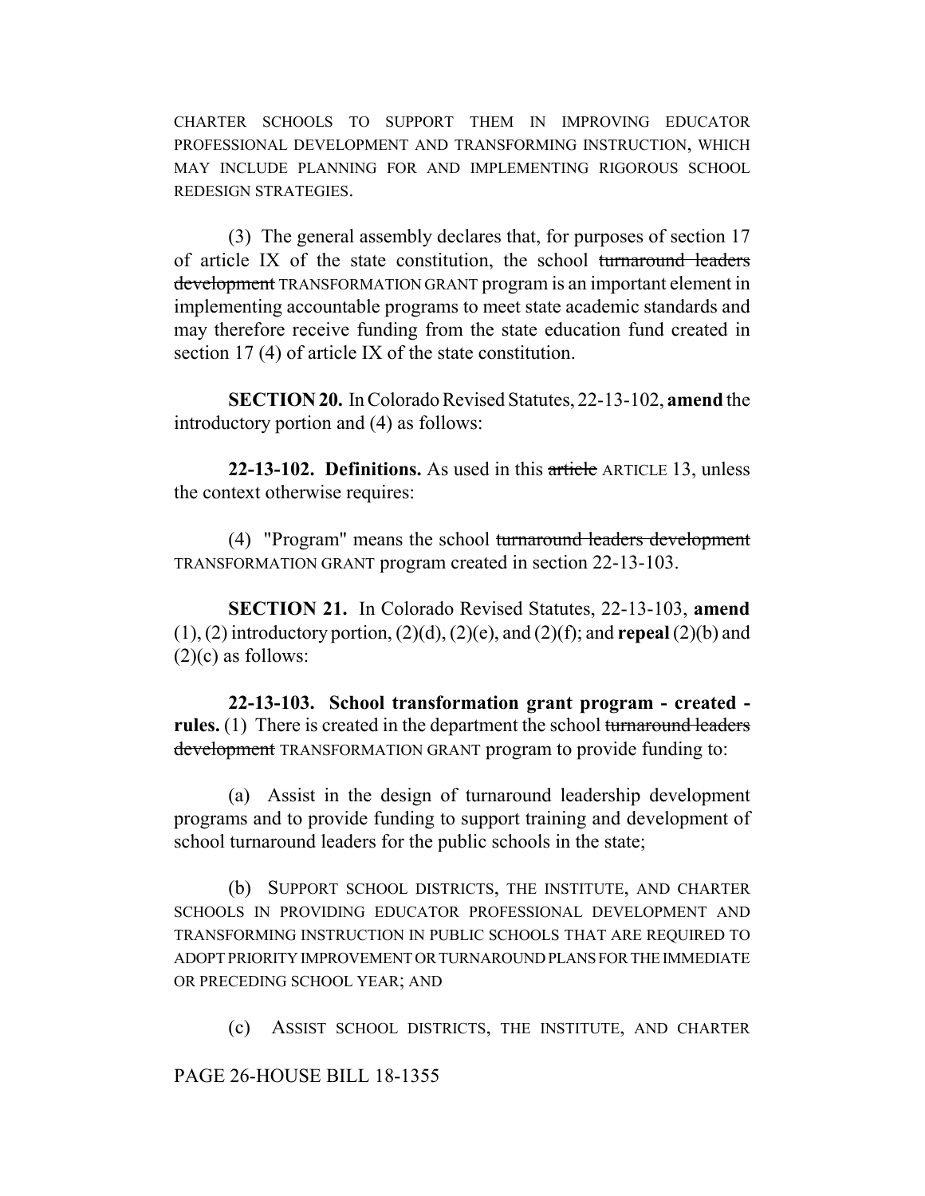CHARTER SCHOOLS TO SUPPORT THEM IN IMPROVING EDUCATOR PROFESSIONAL DEVELOPMENT AND TRANSFORMING INSTRUCTION, WHICH MAY INCLUDE PLANNING FOR AND IMPLEMENTING RIGOROUS SCHOOL REDESIGN STRATEGIES.

(3) The general assembly declares that, for purposes of section 17 of article IX of the state constitution, the school ~~turnaround leaders development~~ TRANSFORMATION GRANT program is an important element in implementing accountable programs to meet state academic standards and may therefore receive funding from the state education fund created in section 17 (4) of article IX of the state constitution.

**SECTION 20.** In Colorado Revised Statutes, 22-13-102, **amend** the introductory portion and (4) as follows:

**22-13-102. Definitions.** As used in this ~~article~~ ARTICLE 13, unless the context otherwise requires:

(4) "Program" means the school ~~turnaround leaders development~~ TRANSFORMATION GRANT program created in section 22-13-103.

**SECTION 21.** In Colorado Revised Statutes, 22-13-103, **amend** (1), (2) introductory portion, (2)(d), (2)(e), and (2)(f); and **repeal** (2)(b) and (2)(c) as follows:

**22-13-103. School transformation grant program - created - rules.** (1) There is created in the department the school ~~turnaround leaders development~~ TRANSFORMATION GRANT program to provide funding to:

(a) Assist in the design of turnaround leadership development programs and to provide funding to support training and development of school turnaround leaders for the public schools in the state;

(b) SUPPORT SCHOOL DISTRICTS, THE INSTITUTE, AND CHARTER SCHOOLS IN PROVIDING EDUCATOR PROFESSIONAL DEVELOPMENT AND TRANSFORMING INSTRUCTION IN PUBLIC SCHOOLS THAT ARE REQUIRED TO ADOPT PRIORITY IMPROVEMENT OR TURNAROUND PLANS FOR THE IMMEDIATE OR PRECEDING SCHOOL YEAR; AND

(c) ASSIST SCHOOL DISTRICTS, THE INSTITUTE, AND CHARTER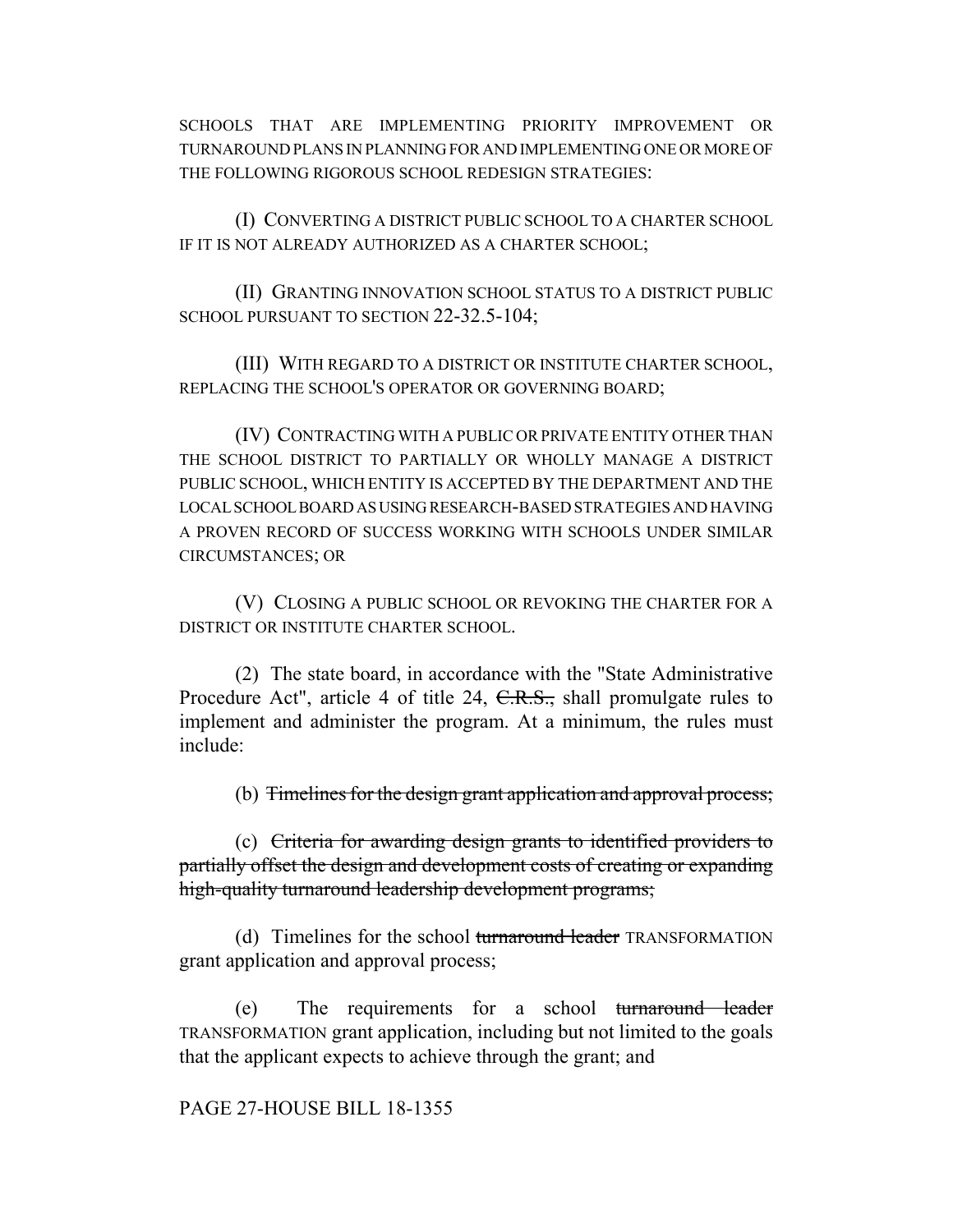SCHOOLS THAT ARE IMPLEMENTING PRIORITY IMPROVEMENT OR TURNAROUND PLANS IN PLANNING FOR AND IMPLEMENTING ONE OR MORE OF THE FOLLOWING RIGOROUS SCHOOL REDESIGN STRATEGIES:

(I) CONVERTING A DISTRICT PUBLIC SCHOOL TO A CHARTER SCHOOL IF IT IS NOT ALREADY AUTHORIZED AS A CHARTER SCHOOL;

(II) GRANTING INNOVATION SCHOOL STATUS TO A DISTRICT PUBLIC SCHOOL PURSUANT TO SECTION 22-32.5-104;

(III) WITH REGARD TO A DISTRICT OR INSTITUTE CHARTER SCHOOL, REPLACING THE SCHOOL'S OPERATOR OR GOVERNING BOARD;

(IV) CONTRACTING WITH A PUBLIC OR PRIVATE ENTITY OTHER THAN THE SCHOOL DISTRICT TO PARTIALLY OR WHOLLY MANAGE A DISTRICT PUBLIC SCHOOL, WHICH ENTITY IS ACCEPTED BY THE DEPARTMENT AND THE LOCAL SCHOOL BOARD AS USING RESEARCH-BASED STRATEGIES AND HAVING A PROVEN RECORD OF SUCCESS WORKING WITH SCHOOLS UNDER SIMILAR CIRCUMSTANCES; OR

(V) CLOSING A PUBLIC SCHOOL OR REVOKING THE CHARTER FOR A DISTRICT OR INSTITUTE CHARTER SCHOOL.

(2) The state board, in accordance with the "State Administrative Procedure Act", article 4 of title 24, ~~C.R.S.,~~ shall promulgate rules to implement and administer the program. At a minimum, the rules must include:

(b) ~~Timelines for the design grant application and approval process;~~

(c) ~~Criteria for awarding design grants to identified providers to partially offset the design and development costs of creating or expanding high-quality turnaround leadership development programs;~~

(d) Timelines for the school ~~turnaround leader~~ TRANSFORMATION grant application and approval process;

(e) The requirements for a school ~~turnaround leader~~ TRANSFORMATION grant application, including but not limited to the goals that the applicant expects to achieve through the grant; and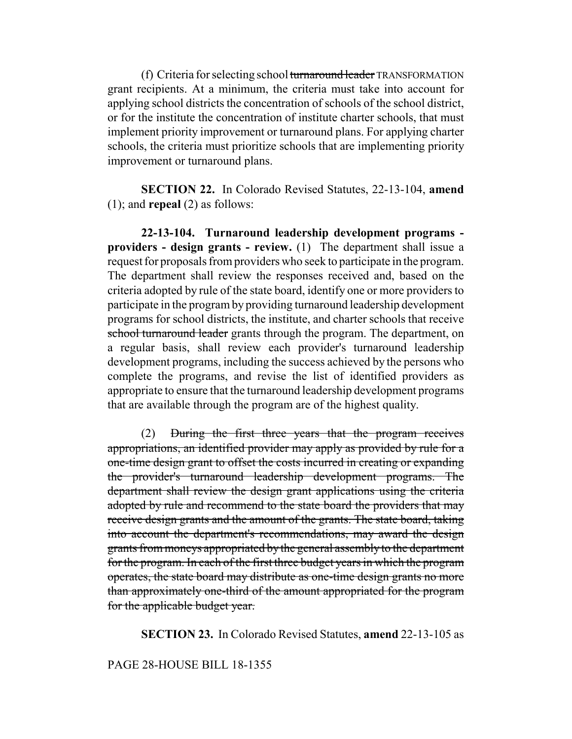(f) Criteria for selecting school ~~turnaround leader~~ TRANSFORMATION grant recipients. At a minimum, the criteria must take into account for applying school districts the concentration of schools of the school district, or for the institute the concentration of institute charter schools, that must implement priority improvement or turnaround plans. For applying charter schools, the criteria must prioritize schools that are implementing priority improvement or turnaround plans.

**SECTION 22.** In Colorado Revised Statutes, 22-13-104, **amend** (1); and **repeal** (2) as follows:

**22-13-104. Turnaround leadership development programs - providers - design grants - review.** (1) The department shall issue a request for proposals from providers who seek to participate in the program. The department shall review the responses received and, based on the criteria adopted by rule of the state board, identify one or more providers to participate in the program by providing turnaround leadership development programs for school districts, the institute, and charter schools that receive ~~school turnaround leader~~ grants through the program. The department, on a regular basis, shall review each provider's turnaround leadership development programs, including the success achieved by the persons who complete the programs, and revise the list of identified providers as appropriate to ensure that the turnaround leadership development programs that are available through the program are of the highest quality.

(2) ~~During the first three years that the program receives appropriations, an identified provider may apply as provided by rule for a one-time design grant to offset the costs incurred in creating or expanding the provider's turnaround leadership development programs. The department shall review the design grant applications using the criteria adopted by rule and recommend to the state board the providers that may receive design grants and the amount of the grants. The state board, taking into account the department's recommendations, may award the design grants from moneys appropriated by the general assembly to the department for the program. In each of the first three budget years in which the program operates, the state board may distribute as one-time design grants no more than approximately one-third of the amount appropriated for the program for the applicable budget year.~~

**SECTION 23.** In Colorado Revised Statutes, **amend** 22-13-105 as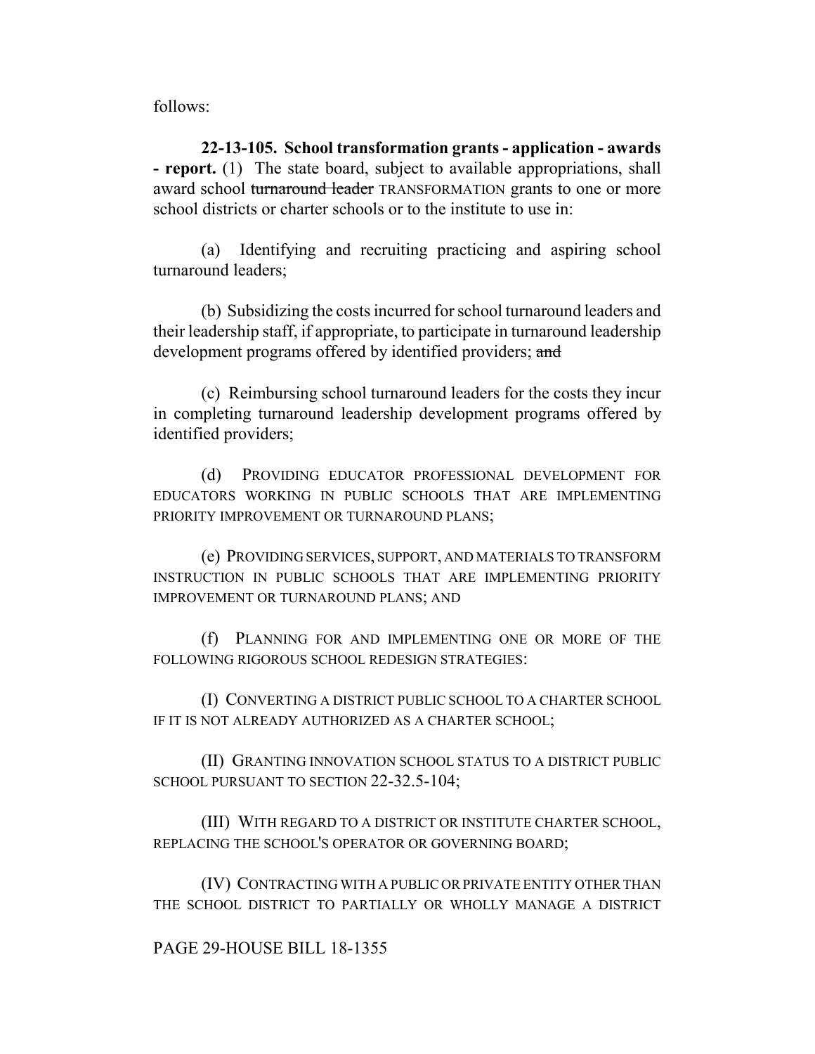follows:

**22-13-105. School transformation grants - application - awards - report.** (1) The state board, subject to available appropriations, shall award school ~~turnaround leader~~ TRANSFORMATION grants to one or more school districts or charter schools or to the institute to use in:

(a) Identifying and recruiting practicing and aspiring school turnaround leaders;

(b) Subsidizing the costs incurred for school turnaround leaders and their leadership staff, if appropriate, to participate in turnaround leadership development programs offered by identified providers; ~~and~~

(c) Reimbursing school turnaround leaders for the costs they incur in completing turnaround leadership development programs offered by identified providers;

(d) PROVIDING EDUCATOR PROFESSIONAL DEVELOPMENT FOR EDUCATORS WORKING IN PUBLIC SCHOOLS THAT ARE IMPLEMENTING PRIORITY IMPROVEMENT OR TURNAROUND PLANS;

(e) PROVIDING SERVICES, SUPPORT, AND MATERIALS TO TRANSFORM INSTRUCTION IN PUBLIC SCHOOLS THAT ARE IMPLEMENTING PRIORITY IMPROVEMENT OR TURNAROUND PLANS; AND

(f) PLANNING FOR AND IMPLEMENTING ONE OR MORE OF THE FOLLOWING RIGOROUS SCHOOL REDESIGN STRATEGIES:

(I) CONVERTING A DISTRICT PUBLIC SCHOOL TO A CHARTER SCHOOL IF IT IS NOT ALREADY AUTHORIZED AS A CHARTER SCHOOL;

(II) GRANTING INNOVATION SCHOOL STATUS TO A DISTRICT PUBLIC SCHOOL PURSUANT TO SECTION 22-32.5-104;

(III) WITH REGARD TO A DISTRICT OR INSTITUTE CHARTER SCHOOL, REPLACING THE SCHOOL'S OPERATOR OR GOVERNING BOARD;

(IV) CONTRACTING WITH A PUBLIC OR PRIVATE ENTITY OTHER THAN THE SCHOOL DISTRICT TO PARTIALLY OR WHOLLY MANAGE A DISTRICT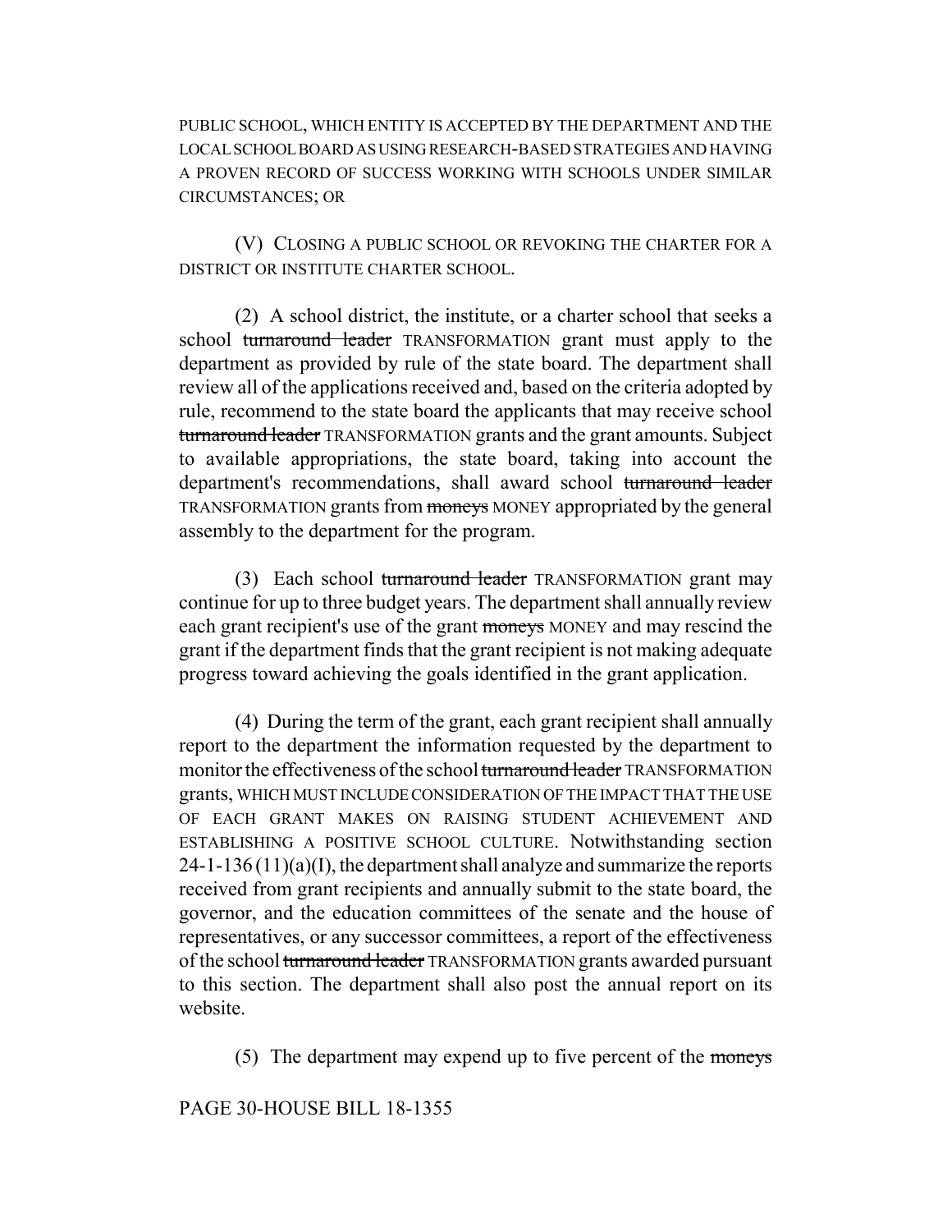PUBLIC SCHOOL, WHICH ENTITY IS ACCEPTED BY THE DEPARTMENT AND THE LOCAL SCHOOL BOARD AS USING RESEARCH-BASED STRATEGIES AND HAVING A PROVEN RECORD OF SUCCESS WORKING WITH SCHOOLS UNDER SIMILAR CIRCUMSTANCES; OR

(V) CLOSING A PUBLIC SCHOOL OR REVOKING THE CHARTER FOR A DISTRICT OR INSTITUTE CHARTER SCHOOL.

(2) A school district, the institute, or a charter school that seeks a school ~~turnaround leader~~ TRANSFORMATION grant must apply to the department as provided by rule of the state board. The department shall review all of the applications received and, based on the criteria adopted by rule, recommend to the state board the applicants that may receive school ~~turnaround leader~~ TRANSFORMATION grants and the grant amounts. Subject to available appropriations, the state board, taking into account the department's recommendations, shall award school ~~turnaround leader~~ TRANSFORMATION grants from ~~moneys~~ MONEY appropriated by the general assembly to the department for the program.

(3) Each school ~~turnaround leader~~ TRANSFORMATION grant may continue for up to three budget years. The department shall annually review each grant recipient's use of the grant ~~moneys~~ MONEY and may rescind the grant if the department finds that the grant recipient is not making adequate progress toward achieving the goals identified in the grant application.

(4) During the term of the grant, each grant recipient shall annually report to the department the information requested by the department to monitor the effectiveness of the school ~~turnaround leader~~ TRANSFORMATION grants, WHICH MUST INCLUDE CONSIDERATION OF THE IMPACT THAT THE USE OF EACH GRANT MAKES ON RAISING STUDENT ACHIEVEMENT AND ESTABLISHING A POSITIVE SCHOOL CULTURE. Notwithstanding section 24-1-136 (11)(a)(I), the department shall analyze and summarize the reports received from grant recipients and annually submit to the state board, the governor, and the education committees of the senate and the house of representatives, or any successor committees, a report of the effectiveness of the school ~~turnaround leader~~ TRANSFORMATION grants awarded pursuant to this section. The department shall also post the annual report on its website.

(5) The department may expend up to five percent of the ~~moneys~~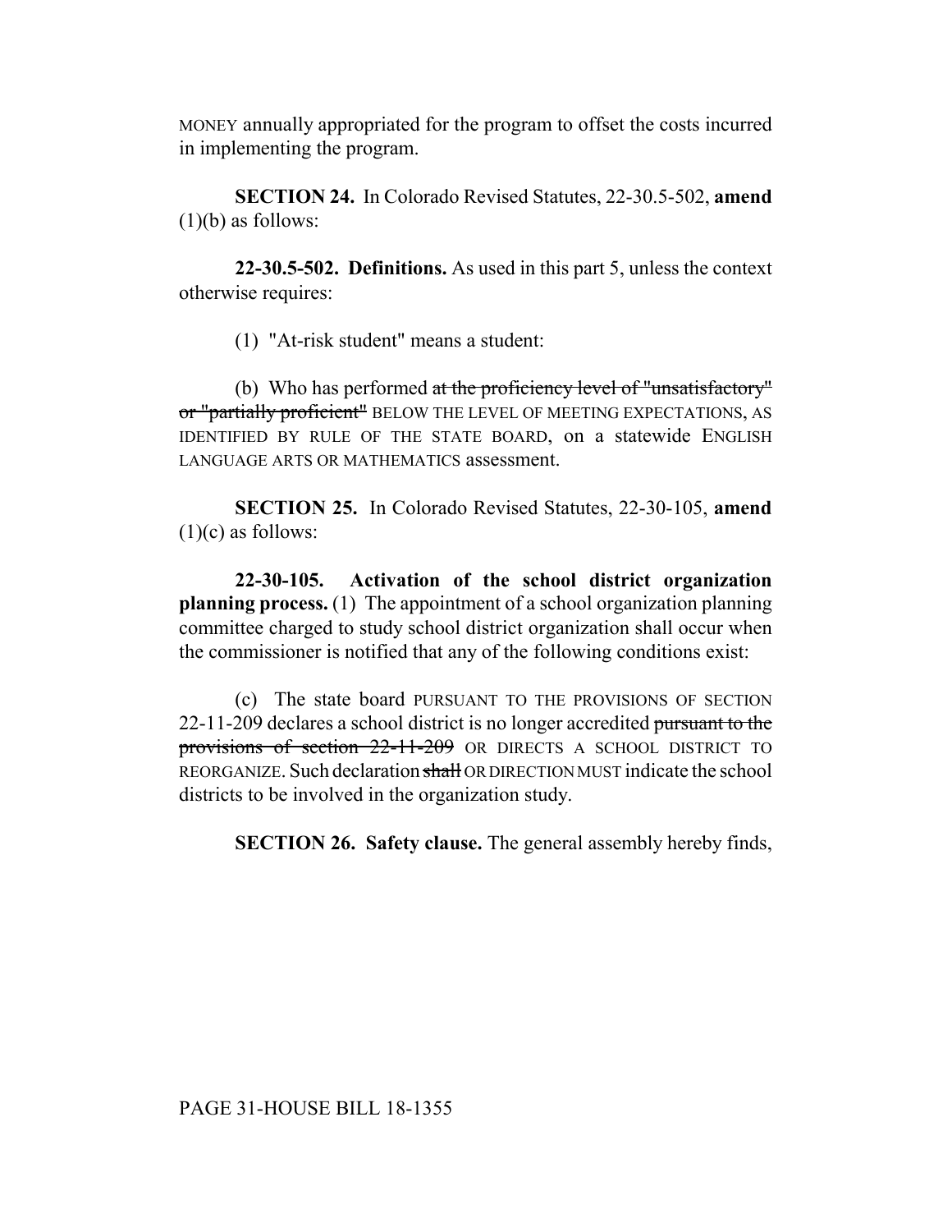MONEY annually appropriated for the program to offset the costs incurred in implementing the program.

**SECTION 24.** In Colorado Revised Statutes, 22-30.5-502, **amend** (1)(b) as follows:

**22-30.5-502. Definitions.** As used in this part 5, unless the context otherwise requires:

(1) "At-risk student" means a student:

(b) Who has performed ~~at the proficiency level of "unsatisfactory" or "partially proficient"~~ BELOW THE LEVEL OF MEETING EXPECTATIONS, AS IDENTIFIED BY RULE OF THE STATE BOARD, on a statewide ENGLISH LANGUAGE ARTS OR MATHEMATICS assessment.

**SECTION 25.** In Colorado Revised Statutes, 22-30-105, **amend** (1)(c) as follows:

**22-30-105. Activation of the school district organization planning process.** (1) The appointment of a school organization planning committee charged to study school district organization shall occur when the commissioner is notified that any of the following conditions exist:

(c) The state board PURSUANT TO THE PROVISIONS OF SECTION 22-11-209 declares a school district is no longer accredited ~~pursuant to the provisions of section 22-11-209~~ OR DIRECTS A SCHOOL DISTRICT TO REORGANIZE. Such declaration ~~shall~~ OR DIRECTION MUST indicate the school districts to be involved in the organization study.

**SECTION 26. Safety clause.** The general assembly hereby finds,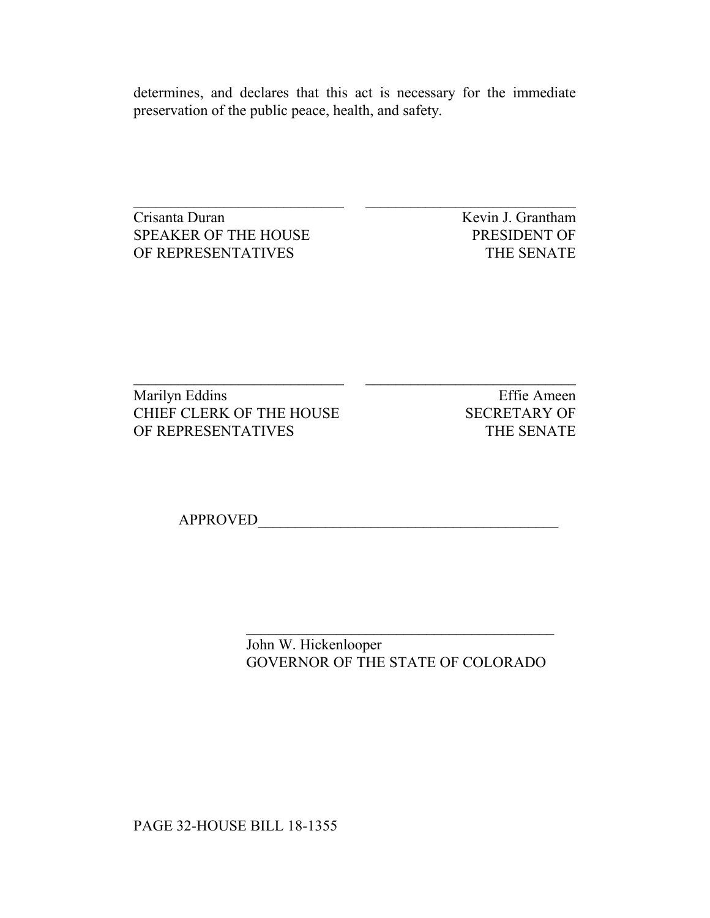determines, and declares that this act is necessary for the immediate preservation of the public peace, health, and safety.

____________________________ ____________________________
Crisanta Duran
SPEAKER OF THE HOUSE
OF REPRESENTATIVES

Kevin J. Grantham
PRESIDENT OF
THE SENATE

____________________________ ____________________________
Marilyn Eddins
CHIEF CLERK OF THE HOUSE
OF REPRESENTATIVES

Effie Ameen
SECRETARY OF
THE SENATE

APPROVED________________________________________

_________________________________________
John W. Hickenlooper
GOVERNOR OF THE STATE OF COLORADO